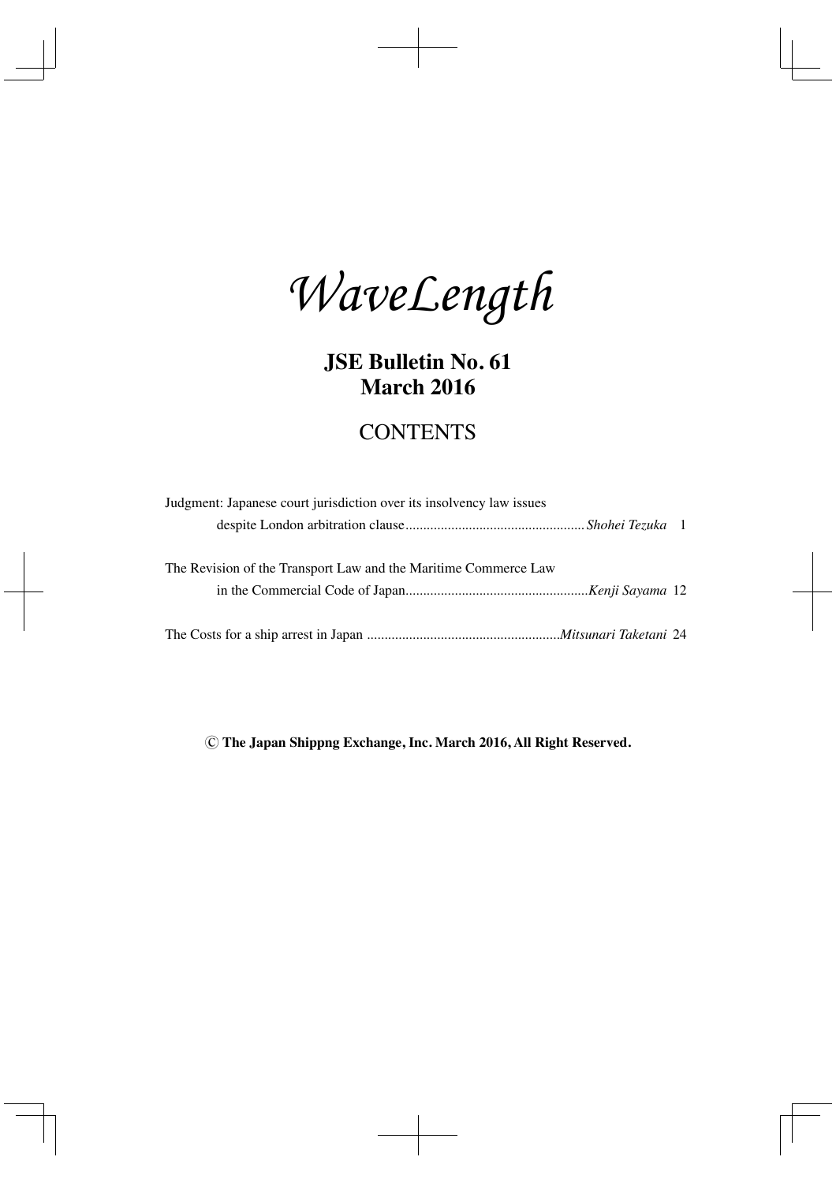# *WaveLength*

## JSE Bulletin No. 61
## March 2016

## CONTENTS

Judgment: Japanese court jurisdiction over its insolvency law issues despite London arbitration clause .................................................. *Shohei Tezuka* 1

The Revision of the Transport Law and the Maritime Commerce Law in the Commercial Code of Japan.................................................. *Kenji Sayama* 12

The Costs for a ship arrest in Japan .................................................. *Mitsunari Taketani* 24

**© The Japan Shippng Exchange, Inc. March 2016, All Right Reserved.**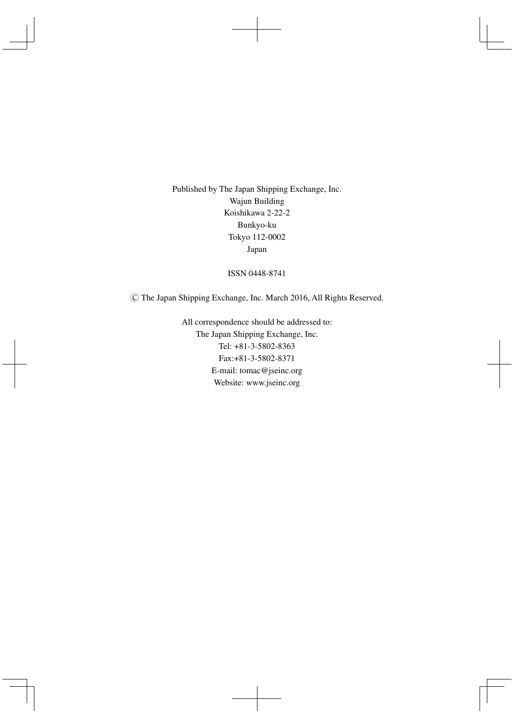Published by The Japan Shipping Exchange, Inc.
Wajun Building
Koishikawa 2-22-2
Bunkyo-ku
Tokyo 112-0002
Japan

ISSN 0448-8741

© The Japan Shipping Exchange, Inc. March 2016, All Rights Reserved.

All correspondence should be addressed to:
The Japan Shipping Exchange, Inc.
Tel: +81-3-5802-8363
Fax:+81-3-5802-8371
E-mail: tomac@jseinc.org
Website: www.jseinc.org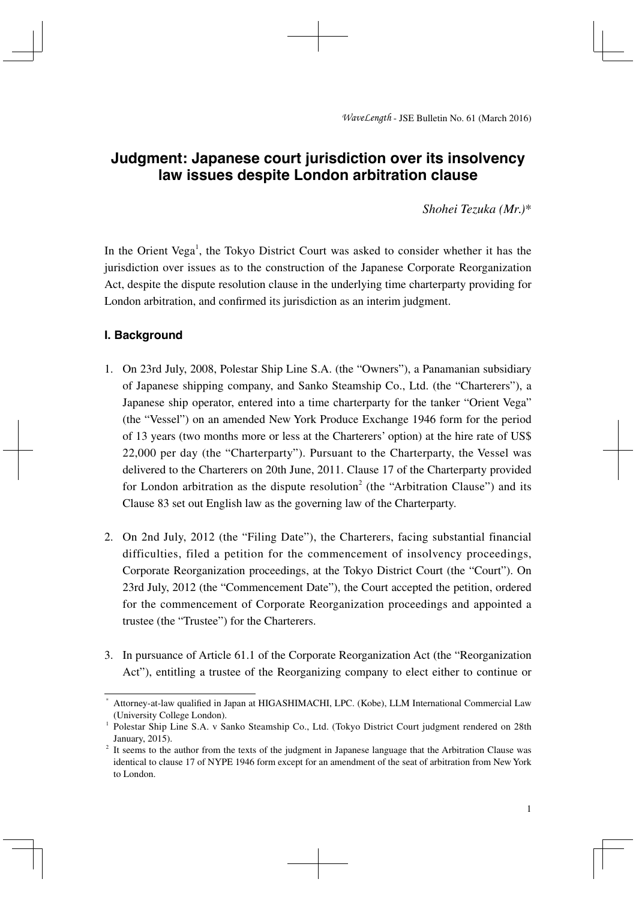# Judgment: Japanese court jurisdiction over its insolvency law issues despite London arbitration clause

*Shohei Tezuka (Mr.)\**

In the Orient Vega[1], the Tokyo District Court was asked to consider whether it has the jurisdiction over issues as to the construction of the Japanese Corporate Reorganization Act, despite the dispute resolution clause in the underlying time charterparty providing for London arbitration, and confirmed its jurisdiction as an interim judgment.

## I. Background

1. On 23rd July, 2008, Polestar Ship Line S.A. (the "Owners"), a Panamanian subsidiary of Japanese shipping company, and Sanko Steamship Co., Ltd. (the "Charterers"), a Japanese ship operator, entered into a time charterparty for the tanker "Orient Vega" (the "Vessel") on an amended New York Produce Exchange 1946 form for the period of 13 years (two months more or less at the Charterers' option) at the hire rate of US$ 22,000 per day (the "Charterparty"). Pursuant to the Charterparty, the Vessel was delivered to the Charterers on 20th June, 2011. Clause 17 of the Charterparty provided for London arbitration as the dispute resolution[2] (the "Arbitration Clause") and its Clause 83 set out English law as the governing law of the Charterparty.

2. On 2nd July, 2012 (the "Filing Date"), the Charterers, facing substantial financial difficulties, filed a petition for the commencement of insolvency proceedings, Corporate Reorganization proceedings, at the Tokyo District Court (the "Court"). On 23rd July, 2012 (the "Commencement Date"), the Court accepted the petition, ordered for the commencement of Corporate Reorganization proceedings and appointed a trustee (the "Trustee") for the Charterers.

3. In pursuance of Article 61.1 of the Corporate Reorganization Act (the "Reorganization Act"), entitling a trustee of the Reorganizing company to elect either to continue or

---

\* Attorney-at-law qualified in Japan at HIGASHIMACHI, LPC. (Kobe), LLM International Commercial Law (University College London).

[1] Polestar Ship Line S.A. v Sanko Steamship Co., Ltd. (Tokyo District Court judgment rendered on 28th January, 2015).

[2] It seems to the author from the texts of the judgment in Japanese language that the Arbitration Clause was identical to clause 17 of NYPE 1946 form except for an amendment of the seat of arbitration from New York to London.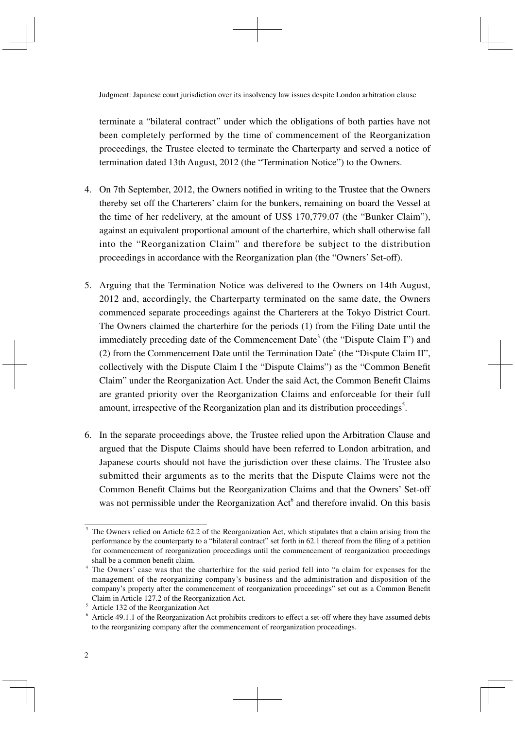terminate a "bilateral contract" under which the obligations of both parties have not been completely performed by the time of commencement of the Reorganization proceedings, the Trustee elected to terminate the Charterparty and served a notice of termination dated 13th August, 2012 (the "Termination Notice") to the Owners.

4. On 7th September, 2012, the Owners notified in writing to the Trustee that the Owners thereby set off the Charterers' claim for the bunkers, remaining on board the Vessel at the time of her redelivery, at the amount of US$ 170,779.07 (the "Bunker Claim"), against an equivalent proportional amount of the charterhire, which shall otherwise fall into the "Reorganization Claim" and therefore be subject to the distribution proceedings in accordance with the Reorganization plan (the "Owners' Set-off).

5. Arguing that the Termination Notice was delivered to the Owners on 14th August, 2012 and, accordingly, the Charterparty terminated on the same date, the Owners commenced separate proceedings against the Charterers at the Tokyo District Court. The Owners claimed the charterhire for the periods (1) from the Filing Date until the immediately preceding date of the Commencement Date[3] (the "Dispute Claim I") and (2) from the Commencement Date until the Termination Date[4] (the "Dispute Claim II", collectively with the Dispute Claim I the "Dispute Claims") as the "Common Benefit Claim" under the Reorganization Act. Under the said Act, the Common Benefit Claims are granted priority over the Reorganization Claims and enforceable for their full amount, irrespective of the Reorganization plan and its distribution proceedings[5].

6. In the separate proceedings above, the Trustee relied upon the Arbitration Clause and argued that the Dispute Claims should have been referred to London arbitration, and Japanese courts should not have the jurisdiction over these claims. The Trustee also submitted their arguments as to the merits that the Dispute Claims were not the Common Benefit Claims but the Reorganization Claims and that the Owners' Set-off was not permissible under the Reorganization Act[6] and therefore invalid. On this basis

---

[3] The Owners relied on Article 62.2 of the Reorganization Act, which stipulates that a claim arising from the performance by the counterparty to a "bilateral contract" set forth in 62.1 thereof from the filing of a petition for commencement of reorganization proceedings until the commencement of reorganization proceedings shall be a common benefit claim.

[4] The Owners' case was that the charterhire for the said period fell into "a claim for expenses for the management of the reorganizing company's business and the administration and disposition of the company's property after the commencement of reorganization proceedings" set out as a Common Benefit Claim in Article 127.2 of the Reorganization Act.

[5] Article 132 of the Reorganization Act

[6] Article 49.1.1 of the Reorganization Act prohibits creditors to effect a set-off where they have assumed debts to the reorganizing company after the commencement of reorganization proceedings.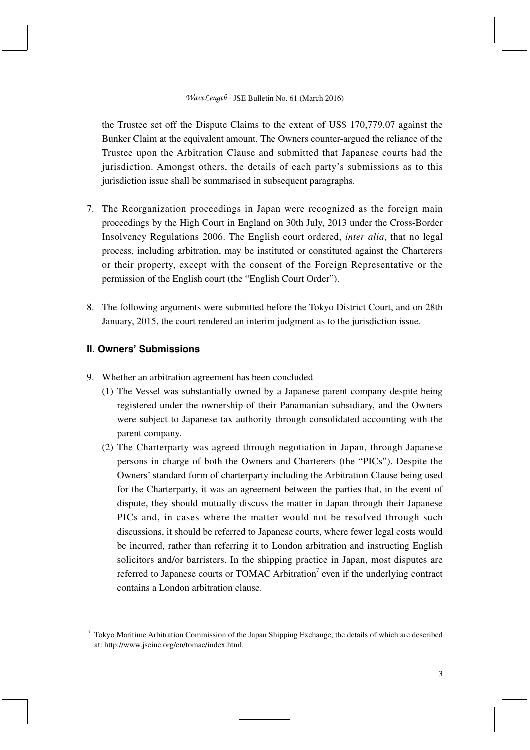the Trustee set off the Dispute Claims to the extent of US$ 170,779.07 against the Bunker Claim at the equivalent amount. The Owners counter-argued the reliance of the Trustee upon the Arbitration Clause and submitted that Japanese courts had the jurisdiction. Amongst others, the details of each party's submissions as to this jurisdiction issue shall be summarised in subsequent paragraphs.

7. The Reorganization proceedings in Japan were recognized as the foreign main proceedings by the High Court in England on 30th July, 2013 under the Cross-Border Insolvency Regulations 2006. The English court ordered, *inter alia*, that no legal process, including arbitration, may be instituted or constituted against the Charterers or their property, except with the consent of the Foreign Representative or the permission of the English court (the "English Court Order").

8. The following arguments were submitted before the Tokyo District Court, and on 28th January, 2015, the court rendered an interim judgment as to the jurisdiction issue.

## II. Owners' Submissions

9. Whether an arbitration agreement has been concluded
   (1) The Vessel was substantially owned by a Japanese parent company despite being registered under the ownership of their Panamanian subsidiary, and the Owners were subject to Japanese tax authority through consolidated accounting with the parent company.
   (2) The Charterparty was agreed through negotiation in Japan, through Japanese persons in charge of both the Owners and Charterers (the "PICs"). Despite the Owners' standard form of charterparty including the Arbitration Clause being used for the Charterparty, it was an agreement between the parties that, in the event of dispute, they should mutually discuss the matter in Japan through their Japanese PICs and, in cases where the matter would not be resolved through such discussions, it should be referred to Japanese courts, where fewer legal costs would be incurred, rather than referring it to London arbitration and instructing English solicitors and/or barristers. In the shipping practice in Japan, most disputes are referred to Japanese courts or TOMAC Arbitration[7] even if the underlying contract contains a London arbitration clause.

[7] Tokyo Maritime Arbitration Commission of the Japan Shipping Exchange, the details of which are described at: http://www.jseinc.org/en/tomac/index.html.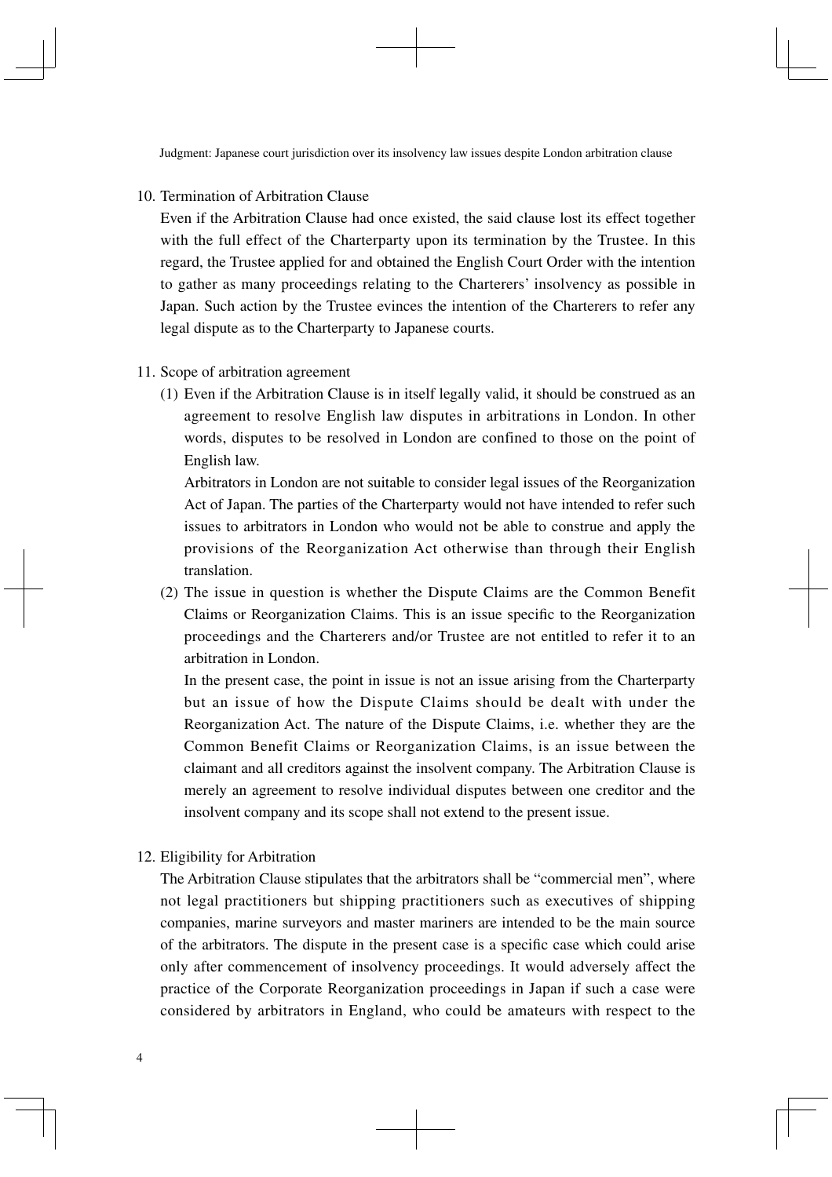10. Termination of Arbitration Clause

Even if the Arbitration Clause had once existed, the said clause lost its effect together with the full effect of the Charterparty upon its termination by the Trustee. In this regard, the Trustee applied for and obtained the English Court Order with the intention to gather as many proceedings relating to the Charterers' insolvency as possible in Japan. Such action by the Trustee evinces the intention of the Charterers to refer any legal dispute as to the Charterparty to Japanese courts.

11. Scope of arbitration agreement

(1) Even if the Arbitration Clause is in itself legally valid, it should be construed as an agreement to resolve English law disputes in arbitrations in London. In other words, disputes to be resolved in London are confined to those on the point of English law.

Arbitrators in London are not suitable to consider legal issues of the Reorganization Act of Japan. The parties of the Charterparty would not have intended to refer such issues to arbitrators in London who would not be able to construe and apply the provisions of the Reorganization Act otherwise than through their English translation.

(2) The issue in question is whether the Dispute Claims are the Common Benefit Claims or Reorganization Claims. This is an issue specific to the Reorganization proceedings and the Charterers and/or Trustee are not entitled to refer it to an arbitration in London.

In the present case, the point in issue is not an issue arising from the Charterparty but an issue of how the Dispute Claims should be dealt with under the Reorganization Act. The nature of the Dispute Claims, i.e. whether they are the Common Benefit Claims or Reorganization Claims, is an issue between the claimant and all creditors against the insolvent company. The Arbitration Clause is merely an agreement to resolve individual disputes between one creditor and the insolvent company and its scope shall not extend to the present issue.

12. Eligibility for Arbitration

The Arbitration Clause stipulates that the arbitrators shall be "commercial men", where not legal practitioners but shipping practitioners such as executives of shipping companies, marine surveyors and master mariners are intended to be the main source of the arbitrators. The dispute in the present case is a specific case which could arise only after commencement of insolvency proceedings. It would adversely affect the practice of the Corporate Reorganization proceedings in Japan if such a case were considered by arbitrators in England, who could be amateurs with respect to the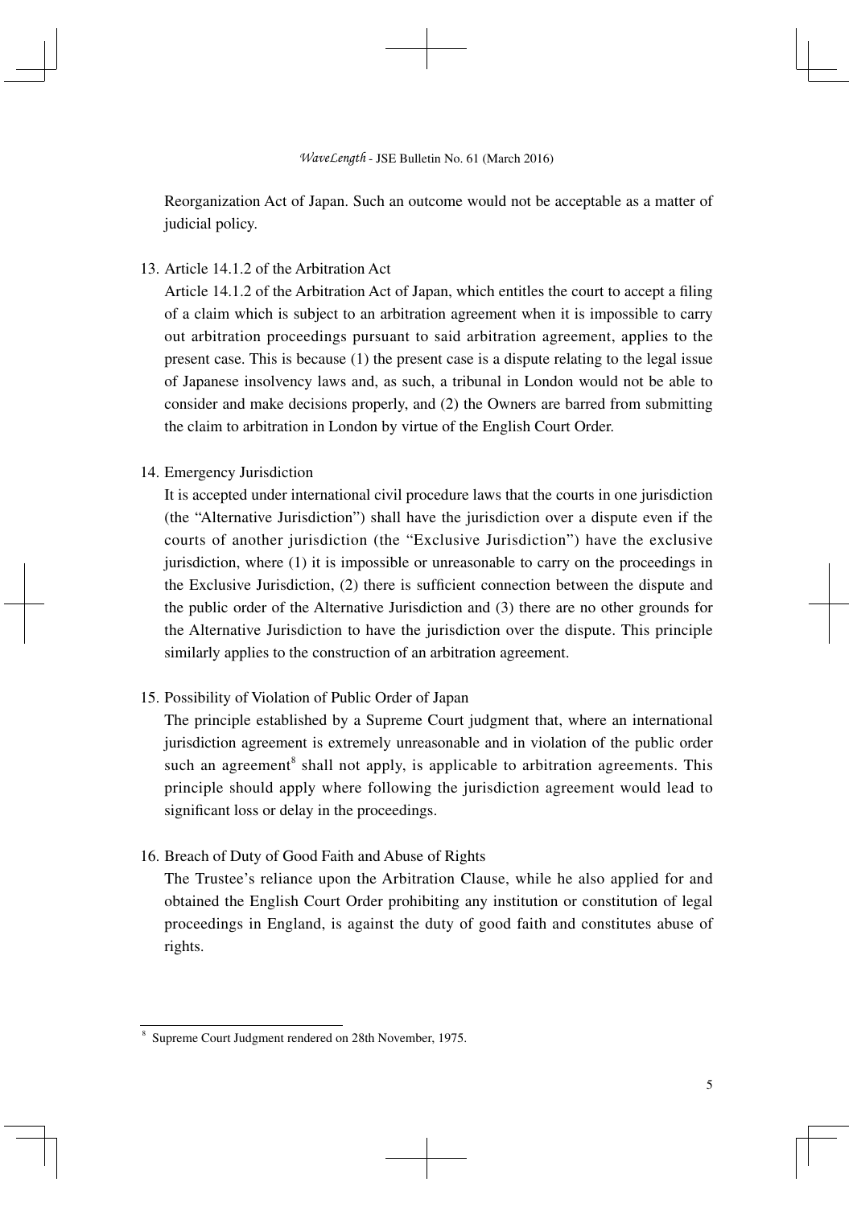Reorganization Act of Japan. Such an outcome would not be acceptable as a matter of judicial policy.

13. Article 14.1.2 of the Arbitration Act

    Article 14.1.2 of the Arbitration Act of Japan, which entitles the court to accept a filing of a claim which is subject to an arbitration agreement when it is impossible to carry out arbitration proceedings pursuant to said arbitration agreement, applies to the present case. This is because (1) the present case is a dispute relating to the legal issue of Japanese insolvency laws and, as such, a tribunal in London would not be able to consider and make decisions properly, and (2) the Owners are barred from submitting the claim to arbitration in London by virtue of the English Court Order.

14. Emergency Jurisdiction

    It is accepted under international civil procedure laws that the courts in one jurisdiction (the "Alternative Jurisdiction") shall have the jurisdiction over a dispute even if the courts of another jurisdiction (the "Exclusive Jurisdiction") have the exclusive jurisdiction, where (1) it is impossible or unreasonable to carry on the proceedings in the Exclusive Jurisdiction, (2) there is sufficient connection between the dispute and the public order of the Alternative Jurisdiction and (3) there are no other grounds for the Alternative Jurisdiction to have the jurisdiction over the dispute. This principle similarly applies to the construction of an arbitration agreement.

15. Possibility of Violation of Public Order of Japan

    The principle established by a Supreme Court judgment that, where an international jurisdiction agreement is extremely unreasonable and in violation of the public order such an agreement[8] shall not apply, is applicable to arbitration agreements. This principle should apply where following the jurisdiction agreement would lead to significant loss or delay in the proceedings.

16. Breach of Duty of Good Faith and Abuse of Rights

    The Trustee's reliance upon the Arbitration Clause, while he also applied for and obtained the English Court Order prohibiting any institution or constitution of legal proceedings in England, is against the duty of good faith and constitutes abuse of rights.

---

[8] Supreme Court Judgment rendered on 28th November, 1975.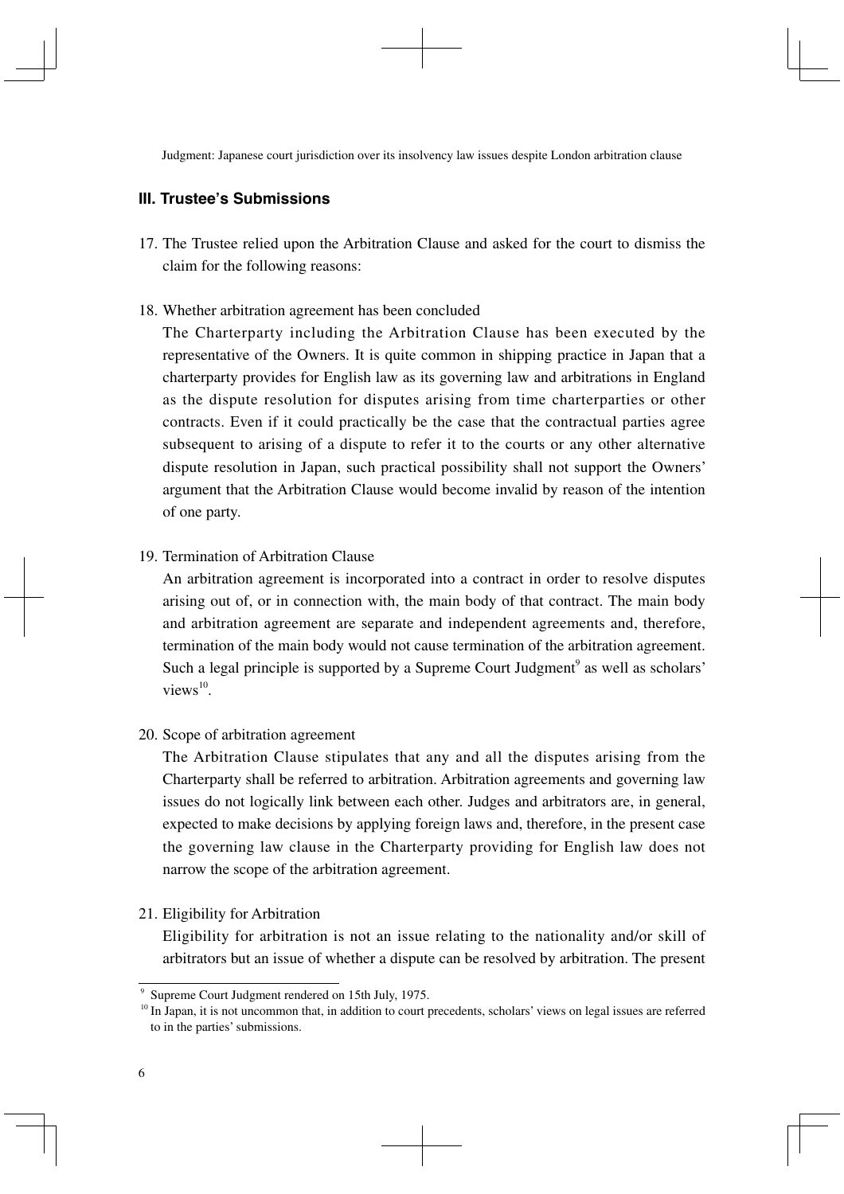### III. Trustee's Submissions

17. The Trustee relied upon the Arbitration Clause and asked for the court to dismiss the claim for the following reasons:

18. Whether arbitration agreement has been concluded

    The Charterparty including the Arbitration Clause has been executed by the representative of the Owners. It is quite common in shipping practice in Japan that a charterparty provides for English law as its governing law and arbitrations in England as the dispute resolution for disputes arising from time charterparties or other contracts. Even if it could practically be the case that the contractual parties agree subsequent to arising of a dispute to refer it to the courts or any other alternative dispute resolution in Japan, such practical possibility shall not support the Owners' argument that the Arbitration Clause would become invalid by reason of the intention of one party.

19. Termination of Arbitration Clause

    An arbitration agreement is incorporated into a contract in order to resolve disputes arising out of, or in connection with, the main body of that contract. The main body and arbitration agreement are separate and independent agreements and, therefore, termination of the main body would not cause termination of the arbitration agreement. Such a legal principle is supported by a Supreme Court Judgment[9] as well as scholars' views[10].

20. Scope of arbitration agreement

    The Arbitration Clause stipulates that any and all the disputes arising from the Charterparty shall be referred to arbitration. Arbitration agreements and governing law issues do not logically link between each other. Judges and arbitrators are, in general, expected to make decisions by applying foreign laws and, therefore, in the present case the governing law clause in the Charterparty providing for English law does not narrow the scope of the arbitration agreement.

21. Eligibility for Arbitration

    Eligibility for arbitration is not an issue relating to the nationality and/or skill of arbitrators but an issue of whether a dispute can be resolved by arbitration. The present

---

[9] Supreme Court Judgment rendered on 15th July, 1975.

[10] In Japan, it is not uncommon that, in addition to court precedents, scholars' views on legal issues are referred to in the parties' submissions.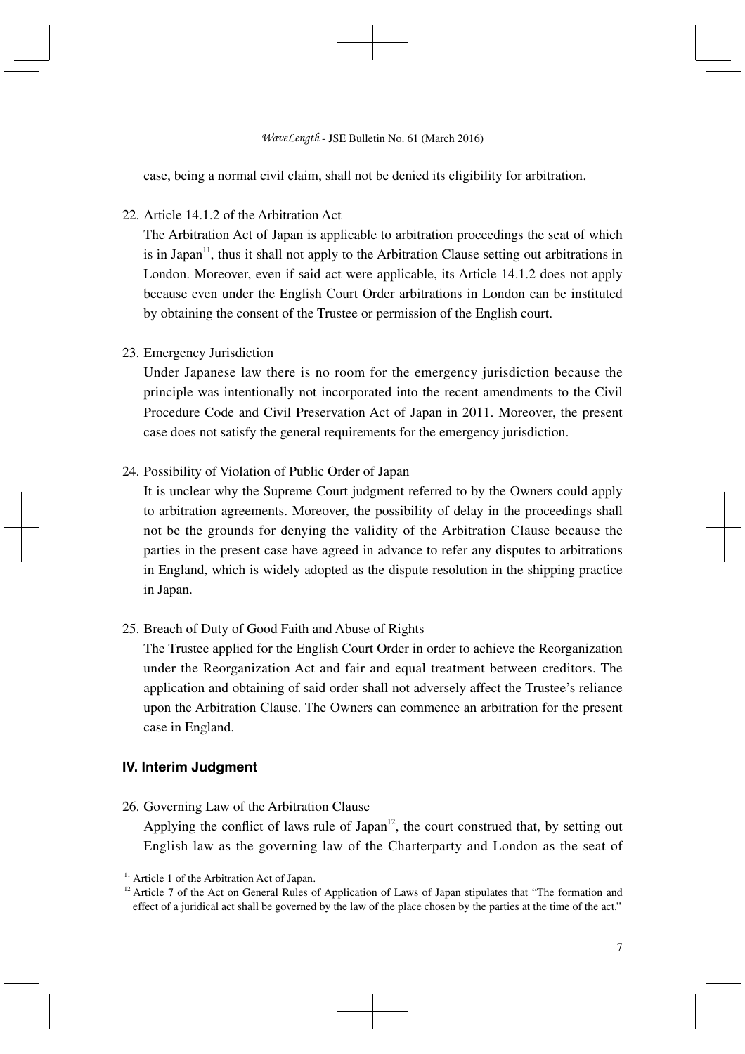case, being a normal civil claim, shall not be denied its eligibility for arbitration.

22. Article 14.1.2 of the Arbitration Act

    The Arbitration Act of Japan is applicable to arbitration proceedings the seat of which is in Japan[11], thus it shall not apply to the Arbitration Clause setting out arbitrations in London. Moreover, even if said act were applicable, its Article 14.1.2 does not apply because even under the English Court Order arbitrations in London can be instituted by obtaining the consent of the Trustee or permission of the English court.

23. Emergency Jurisdiction

    Under Japanese law there is no room for the emergency jurisdiction because the principle was intentionally not incorporated into the recent amendments to the Civil Procedure Code and Civil Preservation Act of Japan in 2011. Moreover, the present case does not satisfy the general requirements for the emergency jurisdiction.

24. Possibility of Violation of Public Order of Japan

    It is unclear why the Supreme Court judgment referred to by the Owners could apply to arbitration agreements. Moreover, the possibility of delay in the proceedings shall not be the grounds for denying the validity of the Arbitration Clause because the parties in the present case have agreed in advance to refer any disputes to arbitrations in England, which is widely adopted as the dispute resolution in the shipping practice in Japan.

25. Breach of Duty of Good Faith and Abuse of Rights

    The Trustee applied for the English Court Order in order to achieve the Reorganization under the Reorganization Act and fair and equal treatment between creditors. The application and obtaining of said order shall not adversely affect the Trustee's reliance upon the Arbitration Clause. The Owners can commence an arbitration for the present case in England.

## IV. Interim Judgment

26. Governing Law of the Arbitration Clause

    Applying the conflict of laws rule of Japan[12], the court construed that, by setting out English law as the governing law of the Charterparty and London as the seat of

---

[11] Article 1 of the Arbitration Act of Japan.

[12] Article 7 of the Act on General Rules of Application of Laws of Japan stipulates that "The formation and effect of a juridical act shall be governed by the law of the place chosen by the parties at the time of the act."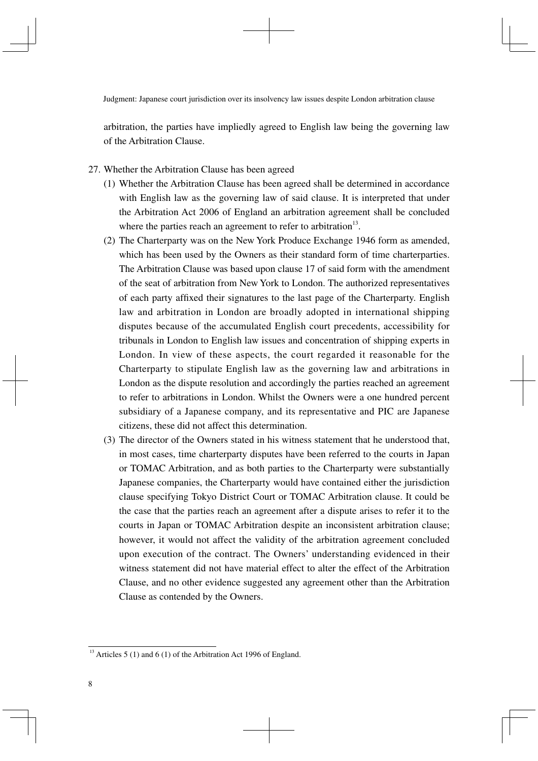arbitration, the parties have impliedly agreed to English law being the governing law of the Arbitration Clause.

27. Whether the Arbitration Clause has been agreed
   (1) Whether the Arbitration Clause has been agreed shall be determined in accordance with English law as the governing law of said clause. It is interpreted that under the Arbitration Act 2006 of England an arbitration agreement shall be concluded where the parties reach an agreement to refer to arbitration[13].
   (2) The Charterparty was on the New York Produce Exchange 1946 form as amended, which has been used by the Owners as their standard form of time charterparties. The Arbitration Clause was based upon clause 17 of said form with the amendment of the seat of arbitration from New York to London. The authorized representatives of each party affixed their signatures to the last page of the Charterparty. English law and arbitration in London are broadly adopted in international shipping disputes because of the accumulated English court precedents, accessibility for tribunals in London to English law issues and concentration of shipping experts in London. In view of these aspects, the court regarded it reasonable for the Charterparty to stipulate English law as the governing law and arbitrations in London as the dispute resolution and accordingly the parties reached an agreement to refer to arbitrations in London. Whilst the Owners were a one hundred percent subsidiary of a Japanese company, and its representative and PIC are Japanese citizens, these did not affect this determination.
   (3) The director of the Owners stated in his witness statement that he understood that, in most cases, time charterparty disputes have been referred to the courts in Japan or TOMAC Arbitration, and as both parties to the Charterparty were substantially Japanese companies, the Charterparty would have contained either the jurisdiction clause specifying Tokyo District Court or TOMAC Arbitration clause. It could be the case that the parties reach an agreement after a dispute arises to refer it to the courts in Japan or TOMAC Arbitration despite an inconsistent arbitration clause; however, it would not affect the validity of the arbitration agreement concluded upon execution of the contract. The Owners' understanding evidenced in their witness statement did not have material effect to alter the effect of the Arbitration Clause, and no other evidence suggested any agreement other than the Arbitration Clause as contended by the Owners.

---

[13] Articles 5 (1) and 6 (1) of the Arbitration Act 1996 of England.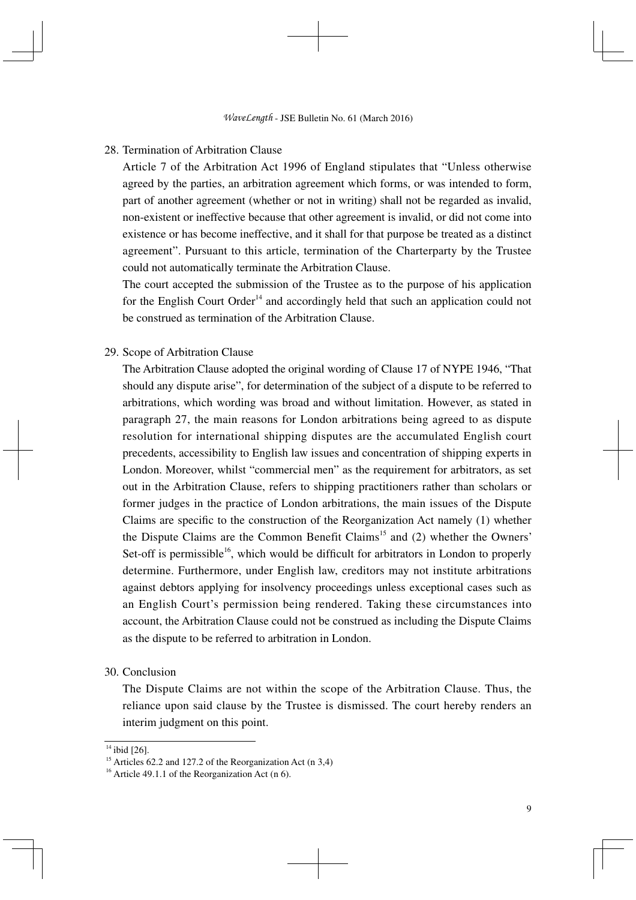28. Termination of Arbitration Clause

    Article 7 of the Arbitration Act 1996 of England stipulates that "Unless otherwise agreed by the parties, an arbitration agreement which forms, or was intended to form, part of another agreement (whether or not in writing) shall not be regarded as invalid, non-existent or ineffective because that other agreement is invalid, or did not come into existence or has become ineffective, and it shall for that purpose be treated as a distinct agreement". Pursuant to this article, termination of the Charterparty by the Trustee could not automatically terminate the Arbitration Clause.

    The court accepted the submission of the Trustee as to the purpose of his application for the English Court Order[14] and accordingly held that such an application could not be construed as termination of the Arbitration Clause.

29. Scope of Arbitration Clause

    The Arbitration Clause adopted the original wording of Clause 17 of NYPE 1946, "That should any dispute arise", for determination of the subject of a dispute to be referred to arbitrations, which wording was broad and without limitation. However, as stated in paragraph 27, the main reasons for London arbitrations being agreed to as dispute resolution for international shipping disputes are the accumulated English court precedents, accessibility to English law issues and concentration of shipping experts in London. Moreover, whilst "commercial men" as the requirement for arbitrators, as set out in the Arbitration Clause, refers to shipping practitioners rather than scholars or former judges in the practice of London arbitrations, the main issues of the Dispute Claims are specific to the construction of the Reorganization Act namely (1) whether the Dispute Claims are the Common Benefit Claims[15] and (2) whether the Owners' Set-off is permissible[16], which would be difficult for arbitrators in London to properly determine. Furthermore, under English law, creditors may not institute arbitrations against debtors applying for insolvency proceedings unless exceptional cases such as an English Court's permission being rendered. Taking these circumstances into account, the Arbitration Clause could not be construed as including the Dispute Claims as the dispute to be referred to arbitration in London.

30. Conclusion

    The Dispute Claims are not within the scope of the Arbitration Clause. Thus, the reliance upon said clause by the Trustee is dismissed. The court hereby renders an interim judgment on this point.

---

[14] ibid [26].

[15] Articles 62.2 and 127.2 of the Reorganization Act (n 3,4)

[16] Article 49.1.1 of the Reorganization Act (n 6).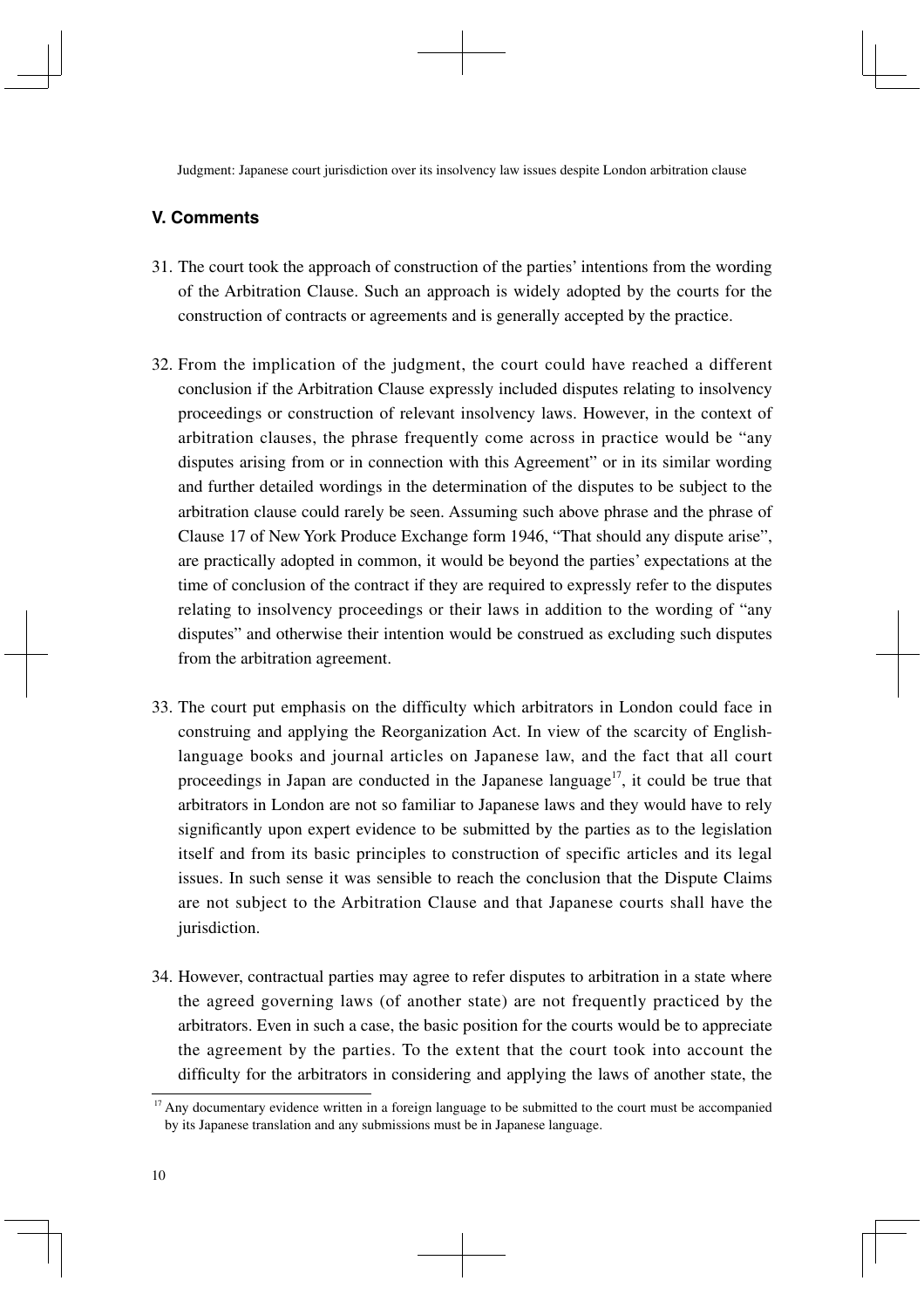## V. Comments

31. The court took the approach of construction of the parties' intentions from the wording of the Arbitration Clause. Such an approach is widely adopted by the courts for the construction of contracts or agreements and is generally accepted by the practice.

32. From the implication of the judgment, the court could have reached a different conclusion if the Arbitration Clause expressly included disputes relating to insolvency proceedings or construction of relevant insolvency laws. However, in the context of arbitration clauses, the phrase frequently come across in practice would be "any disputes arising from or in connection with this Agreement" or in its similar wording and further detailed wordings in the determination of the disputes to be subject to the arbitration clause could rarely be seen. Assuming such above phrase and the phrase of Clause 17 of New York Produce Exchange form 1946, "That should any dispute arise", are practically adopted in common, it would be beyond the parties' expectations at the time of conclusion of the contract if they are required to expressly refer to the disputes relating to insolvency proceedings or their laws in addition to the wording of "any disputes" and otherwise their intention would be construed as excluding such disputes from the arbitration agreement.

33. The court put emphasis on the difficulty which arbitrators in London could face in construing and applying the Reorganization Act. In view of the scarcity of English-language books and journal articles on Japanese law, and the fact that all court proceedings in Japan are conducted in the Japanese language[17], it could be true that arbitrators in London are not so familiar to Japanese laws and they would have to rely significantly upon expert evidence to be submitted by the parties as to the legislation itself and from its basic principles to construction of specific articles and its legal issues. In such sense it was sensible to reach the conclusion that the Dispute Claims are not subject to the Arbitration Clause and that Japanese courts shall have the jurisdiction.

34. However, contractual parties may agree to refer disputes to arbitration in a state where the agreed governing laws (of another state) are not frequently practiced by the arbitrators. Even in such a case, the basic position for the courts would be to appreciate the agreement by the parties. To the extent that the court took into account the difficulty for the arbitrators in considering and applying the laws of another state, the

[17] Any documentary evidence written in a foreign language to be submitted to the court must be accompanied by its Japanese translation and any submissions must be in Japanese language.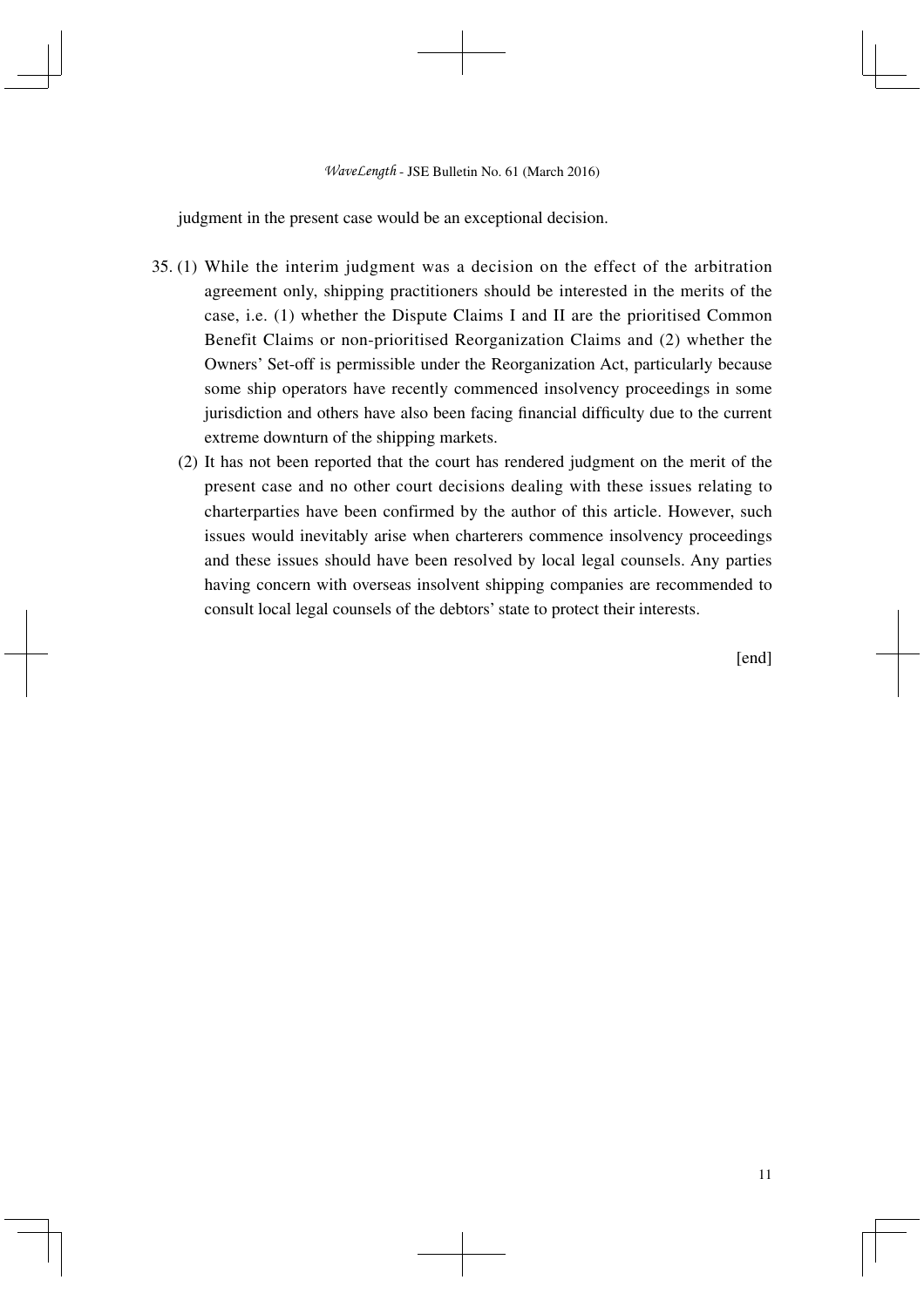judgment in the present case would be an exceptional decision.

35. (1) While the interim judgment was a decision on the effect of the arbitration agreement only, shipping practitioners should be interested in the merits of the case, i.e. (1) whether the Dispute Claims I and II are the prioritised Common Benefit Claims or non-prioritised Reorganization Claims and (2) whether the Owners' Set-off is permissible under the Reorganization Act, particularly because some ship operators have recently commenced insolvency proceedings in some jurisdiction and others have also been facing financial difficulty due to the current extreme downturn of the shipping markets.

    (2) It has not been reported that the court has rendered judgment on the merit of the present case and no other court decisions dealing with these issues relating to charterparties have been confirmed by the author of this article. However, such issues would inevitably arise when charterers commence insolvency proceedings and these issues should have been resolved by local legal counsels. Any parties having concern with overseas insolvent shipping companies are recommended to consult local legal counsels of the debtors' state to protect their interests.

[end]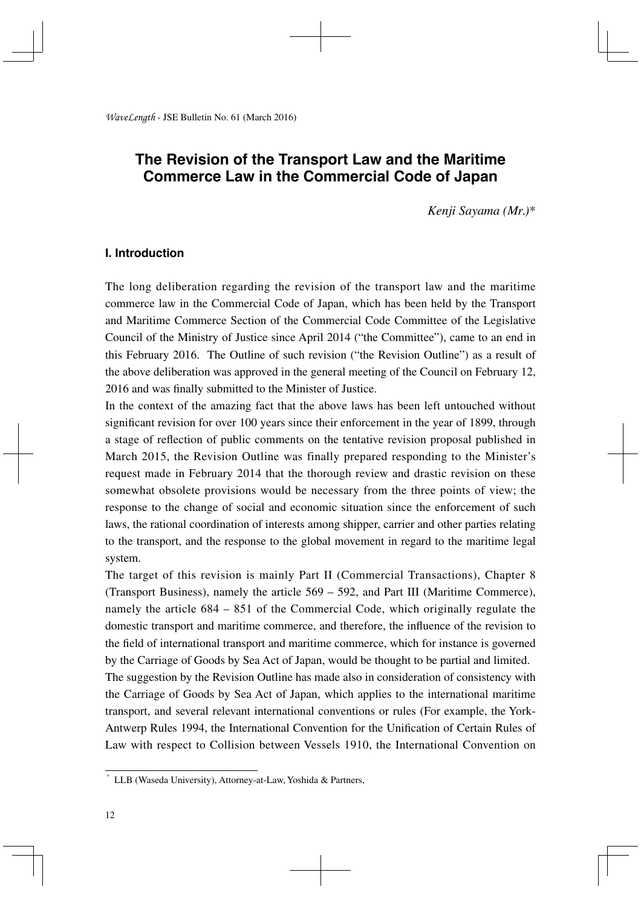# The Revision of the Transport Law and the Maritime Commerce Law in the Commercial Code of Japan

*Kenji Sayama (Mr.)\**

## I. Introduction

The long deliberation regarding the revision of the transport law and the maritime commerce law in the Commercial Code of Japan, which has been held by the Transport and Maritime Commerce Section of the Commercial Code Committee of the Legislative Council of the Ministry of Justice since April 2014 ("the Committee"), came to an end in this February 2016. The Outline of such revision ("the Revision Outline") as a result of the above deliberation was approved in the general meeting of the Council on February 12, 2016 and was finally submitted to the Minister of Justice.

In the context of the amazing fact that the above laws has been left untouched without significant revision for over 100 years since their enforcement in the year of 1899, through a stage of reflection of public comments on the tentative revision proposal published in March 2015, the Revision Outline was finally prepared responding to the Minister's request made in February 2014 that the thorough review and drastic revision on these somewhat obsolete provisions would be necessary from the three points of view; the response to the change of social and economic situation since the enforcement of such laws, the rational coordination of interests among shipper, carrier and other parties relating to the transport, and the response to the global movement in regard to the maritime legal system.

The target of this revision is mainly Part II (Commercial Transactions), Chapter 8 (Transport Business), namely the article 569 – 592, and Part III (Maritime Commerce), namely the article 684 – 851 of the Commercial Code, which originally regulate the domestic transport and maritime commerce, and therefore, the influence of the revision to the field of international transport and maritime commerce, which for instance is governed by the Carriage of Goods by Sea Act of Japan, would be thought to be partial and limited.

The suggestion by the Revision Outline has made also in consideration of consistency with the Carriage of Goods by Sea Act of Japan, which applies to the international maritime transport, and several relevant international conventions or rules (For example, the York-Antwerp Rules 1994, the International Convention for the Unification of Certain Rules of Law with respect to Collision between Vessels 1910, the International Convention on

---

\* LLB (Waseda University), Attorney-at-Law, Yoshida & Partners,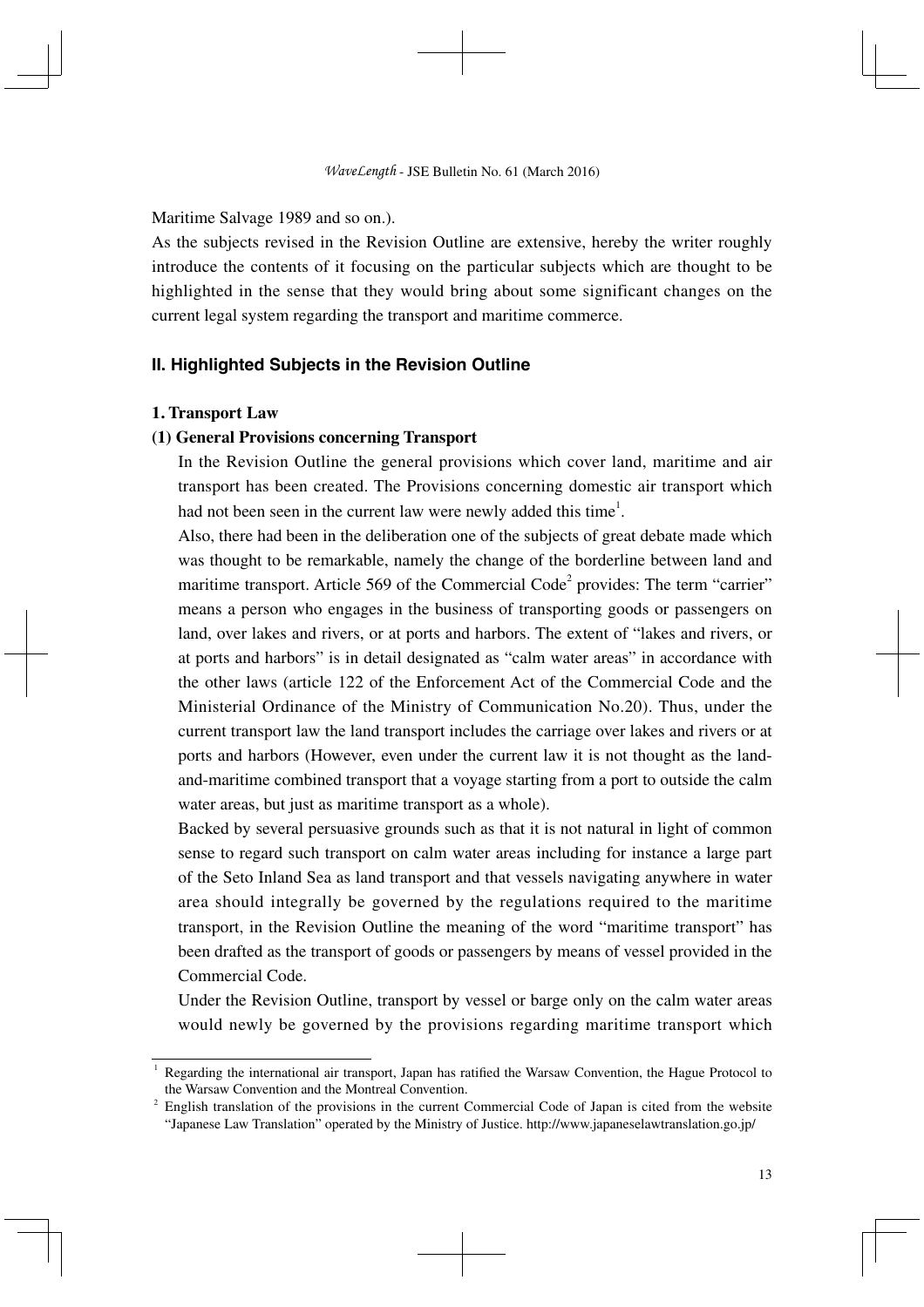Maritime Salvage 1989 and so on.).

As the subjects revised in the Revision Outline are extensive, hereby the writer roughly introduce the contents of it focusing on the particular subjects which are thought to be highlighted in the sense that they would bring about some significant changes on the current legal system regarding the transport and maritime commerce.

## II. Highlighted Subjects in the Revision Outline

### 1. Transport Law

#### (1) General Provisions concerning Transport

In the Revision Outline the general provisions which cover land, maritime and air transport has been created. The Provisions concerning domestic air transport which had not been seen in the current law were newly added this time[1].

Also, there had been in the deliberation one of the subjects of great debate made which was thought to be remarkable, namely the change of the borderline between land and maritime transport. Article 569 of the Commercial Code[2] provides: The term "carrier" means a person who engages in the business of transporting goods or passengers on land, over lakes and rivers, or at ports and harbors. The extent of "lakes and rivers, or at ports and harbors" is in detail designated as "calm water areas" in accordance with the other laws (article 122 of the Enforcement Act of the Commercial Code and the Ministerial Ordinance of the Ministry of Communication No.20). Thus, under the current transport law the land transport includes the carriage over lakes and rivers or at ports and harbors (However, even under the current law it is not thought as the land-and-maritime combined transport that a voyage starting from a port to outside the calm water areas, but just as maritime transport as a whole).

Backed by several persuasive grounds such as that it is not natural in light of common sense to regard such transport on calm water areas including for instance a large part of the Seto Inland Sea as land transport and that vessels navigating anywhere in water area should integrally be governed by the regulations required to the maritime transport, in the Revision Outline the meaning of the word "maritime transport" has been drafted as the transport of goods or passengers by means of vessel provided in the Commercial Code.

Under the Revision Outline, transport by vessel or barge only on the calm water areas would newly be governed by the provisions regarding maritime transport which

---

[1] Regarding the international air transport, Japan has ratified the Warsaw Convention, the Hague Protocol to the Warsaw Convention and the Montreal Convention.

[2] English translation of the provisions in the current Commercial Code of Japan is cited from the website "Japanese Law Translation" operated by the Ministry of Justice. http://www.japaneselawtranslation.go.jp/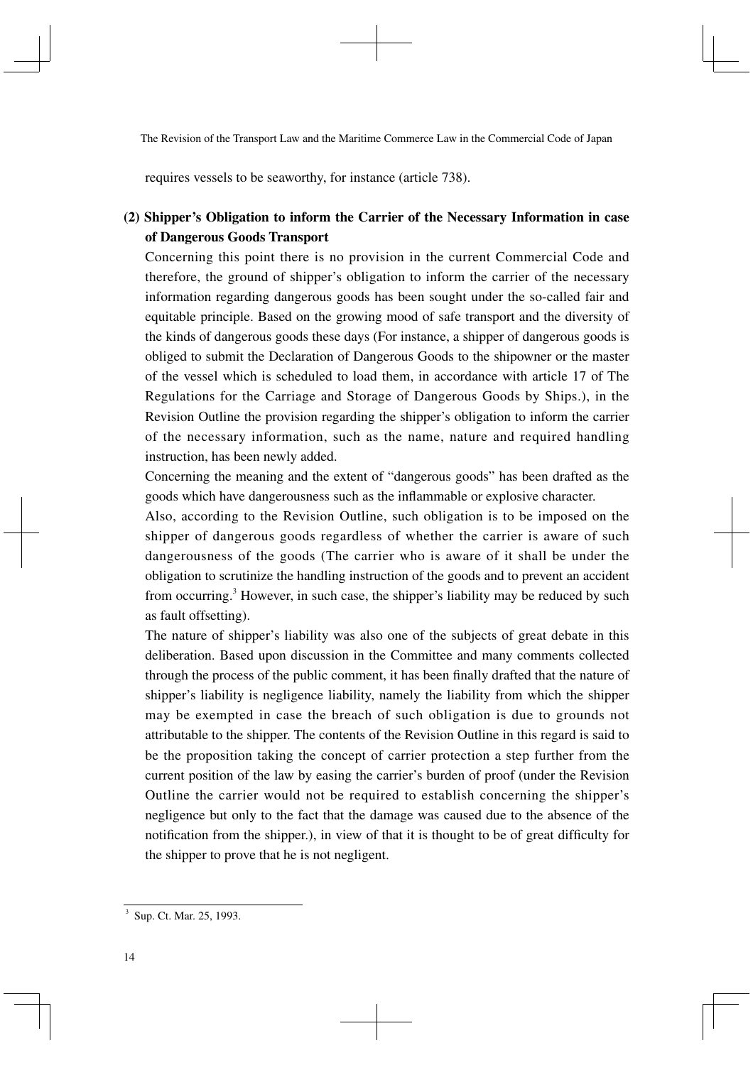requires vessels to be seaworthy, for instance (article 738).

### (2) Shipper's Obligation to inform the Carrier of the Necessary Information in case of Dangerous Goods Transport

Concerning this point there is no provision in the current Commercial Code and therefore, the ground of shipper's obligation to inform the carrier of the necessary information regarding dangerous goods has been sought under the so-called fair and equitable principle. Based on the growing mood of safe transport and the diversity of the kinds of dangerous goods these days (For instance, a shipper of dangerous goods is obliged to submit the Declaration of Dangerous Goods to the shipowner or the master of the vessel which is scheduled to load them, in accordance with article 17 of The Regulations for the Carriage and Storage of Dangerous Goods by Ships.), in the Revision Outline the provision regarding the shipper's obligation to inform the carrier of the necessary information, such as the name, nature and required handling instruction, has been newly added.

Concerning the meaning and the extent of "dangerous goods" has been drafted as the goods which have dangerousness such as the inflammable or explosive character.

Also, according to the Revision Outline, such obligation is to be imposed on the shipper of dangerous goods regardless of whether the carrier is aware of such dangerousness of the goods (The carrier who is aware of it shall be under the obligation to scrutinize the handling instruction of the goods and to prevent an accident from occurring.[3] However, in such case, the shipper's liability may be reduced by such as fault offsetting).

The nature of shipper's liability was also one of the subjects of great debate in this deliberation. Based upon discussion in the Committee and many comments collected through the process of the public comment, it has been finally drafted that the nature of shipper's liability is negligence liability, namely the liability from which the shipper may be exempted in case the breach of such obligation is due to grounds not attributable to the shipper. The contents of the Revision Outline in this regard is said to be the proposition taking the concept of carrier protection a step further from the current position of the law by easing the carrier's burden of proof (under the Revision Outline the carrier would not be required to establish concerning the shipper's negligence but only to the fact that the damage was caused due to the absence of the notification from the shipper.), in view of that it is thought to be of great difficulty for the shipper to prove that he is not negligent.

---

[3] Sup. Ct. Mar. 25, 1993.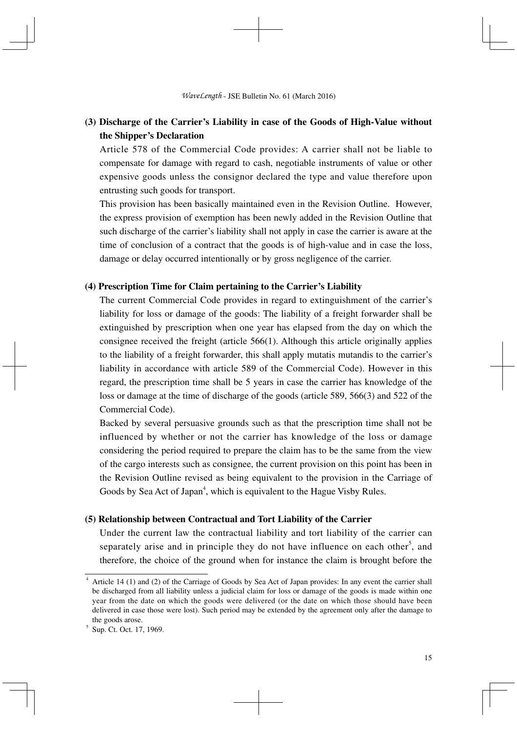### (3) Discharge of the Carrier's Liability in case of the Goods of High-Value without the Shipper's Declaration

Article 578 of the Commercial Code provides: A carrier shall not be liable to compensate for damage with regard to cash, negotiable instruments of value or other expensive goods unless the consignor declared the type and value therefore upon entrusting such goods for transport.

This provision has been basically maintained even in the Revision Outline. However, the express provision of exemption has been newly added in the Revision Outline that such discharge of the carrier's liability shall not apply in case the carrier is aware at the time of conclusion of a contract that the goods is of high-value and in case the loss, damage or delay occurred intentionally or by gross negligence of the carrier.

### (4) Prescription Time for Claim pertaining to the Carrier's Liability

The current Commercial Code provides in regard to extinguishment of the carrier's liability for loss or damage of the goods: The liability of a freight forwarder shall be extinguished by prescription when one year has elapsed from the day on which the consignee received the freight (article 566(1). Although this article originally applies to the liability of a freight forwarder, this shall apply mutatis mutandis to the carrier's liability in accordance with article 589 of the Commercial Code). However in this regard, the prescription time shall be 5 years in case the carrier has knowledge of the loss or damage at the time of discharge of the goods (article 589, 566(3) and 522 of the Commercial Code).

Backed by several persuasive grounds such as that the prescription time shall not be influenced by whether or not the carrier has knowledge of the loss or damage considering the period required to prepare the claim has to be the same from the view of the cargo interests such as consignee, the current provision on this point has been in the Revision Outline revised as being equivalent to the provision in the Carriage of Goods by Sea Act of Japan[4], which is equivalent to the Hague Visby Rules.

### (5) Relationship between Contractual and Tort Liability of the Carrier

Under the current law the contractual liability and tort liability of the carrier can separately arise and in principle they do not have influence on each other[5], and therefore, the choice of the ground when for instance the claim is brought before the

---

[4] Article 14 (1) and (2) of the Carriage of Goods by Sea Act of Japan provides: In any event the carrier shall be discharged from all liability unless a judicial claim for loss or damage of the goods is made within one year from the date on which the goods were delivered (or the date on which those should have been delivered in case those were lost). Such period may be extended by the agreement only after the damage to the goods arose.

[5] Sup. Ct. Oct. 17, 1969.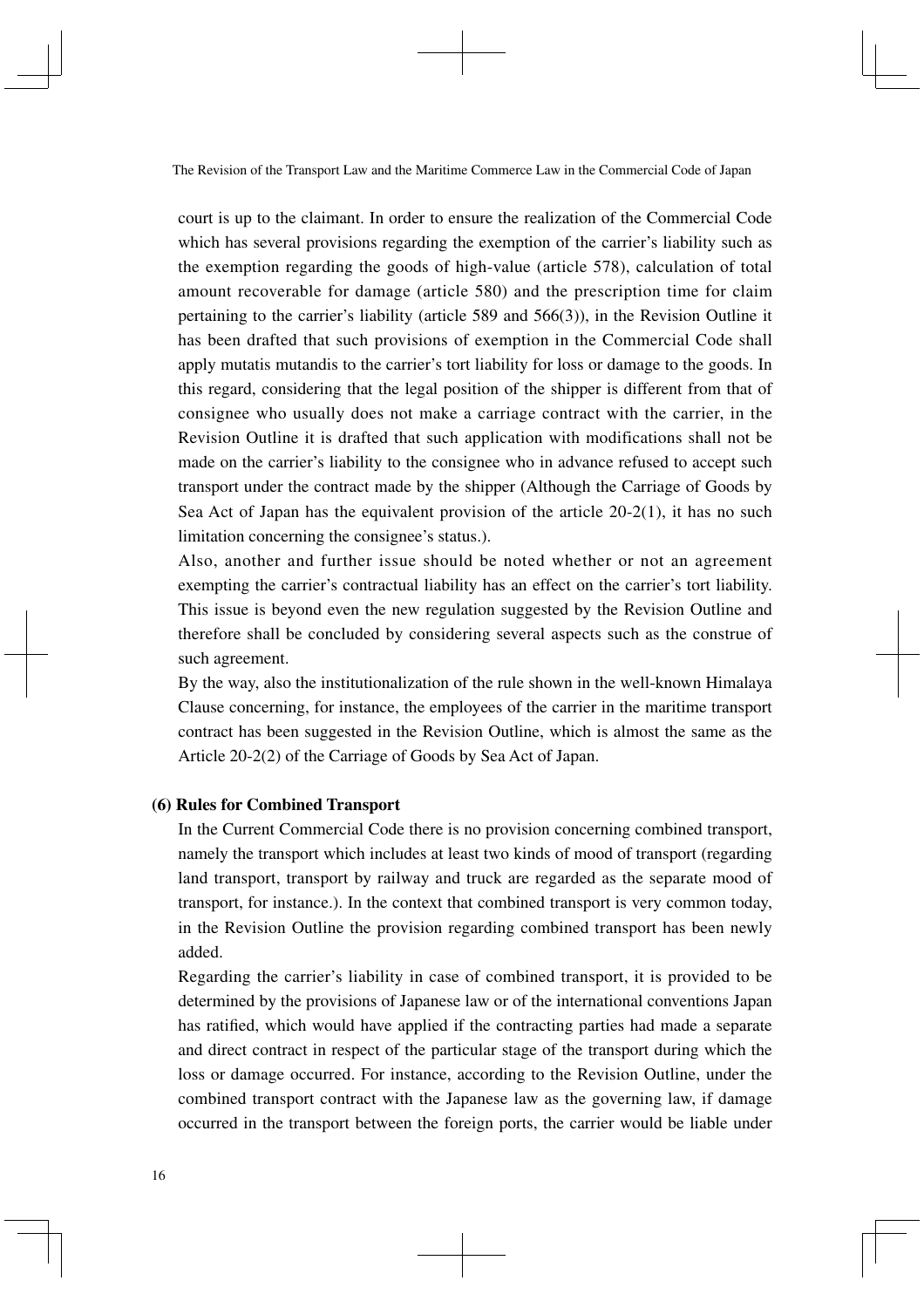court is up to the claimant. In order to ensure the realization of the Commercial Code which has several provisions regarding the exemption of the carrier's liability such as the exemption regarding the goods of high-value (article 578), calculation of total amount recoverable for damage (article 580) and the prescription time for claim pertaining to the carrier's liability (article 589 and 566(3)), in the Revision Outline it has been drafted that such provisions of exemption in the Commercial Code shall apply mutatis mutandis to the carrier's tort liability for loss or damage to the goods. In this regard, considering that the legal position of the shipper is different from that of consignee who usually does not make a carriage contract with the carrier, in the Revision Outline it is drafted that such application with modifications shall not be made on the carrier's liability to the consignee who in advance refused to accept such transport under the contract made by the shipper (Although the Carriage of Goods by Sea Act of Japan has the equivalent provision of the article 20-2(1), it has no such limitation concerning the consignee's status.).

Also, another and further issue should be noted whether or not an agreement exempting the carrier's contractual liability has an effect on the carrier's tort liability. This issue is beyond even the new regulation suggested by the Revision Outline and therefore shall be concluded by considering several aspects such as the construe of such agreement.

By the way, also the institutionalization of the rule shown in the well-known Himalaya Clause concerning, for instance, the employees of the carrier in the maritime transport contract has been suggested in the Revision Outline, which is almost the same as the Article 20-2(2) of the Carriage of Goods by Sea Act of Japan.

**(6) Rules for Combined Transport**

In the Current Commercial Code there is no provision concerning combined transport, namely the transport which includes at least two kinds of mood of transport (regarding land transport, transport by railway and truck are regarded as the separate mood of transport, for instance.). In the context that combined transport is very common today, in the Revision Outline the provision regarding combined transport has been newly added.

Regarding the carrier's liability in case of combined transport, it is provided to be determined by the provisions of Japanese law or of the international conventions Japan has ratified, which would have applied if the contracting parties had made a separate and direct contract in respect of the particular stage of the transport during which the loss or damage occurred. For instance, according to the Revision Outline, under the combined transport contract with the Japanese law as the governing law, if damage occurred in the transport between the foreign ports, the carrier would be liable under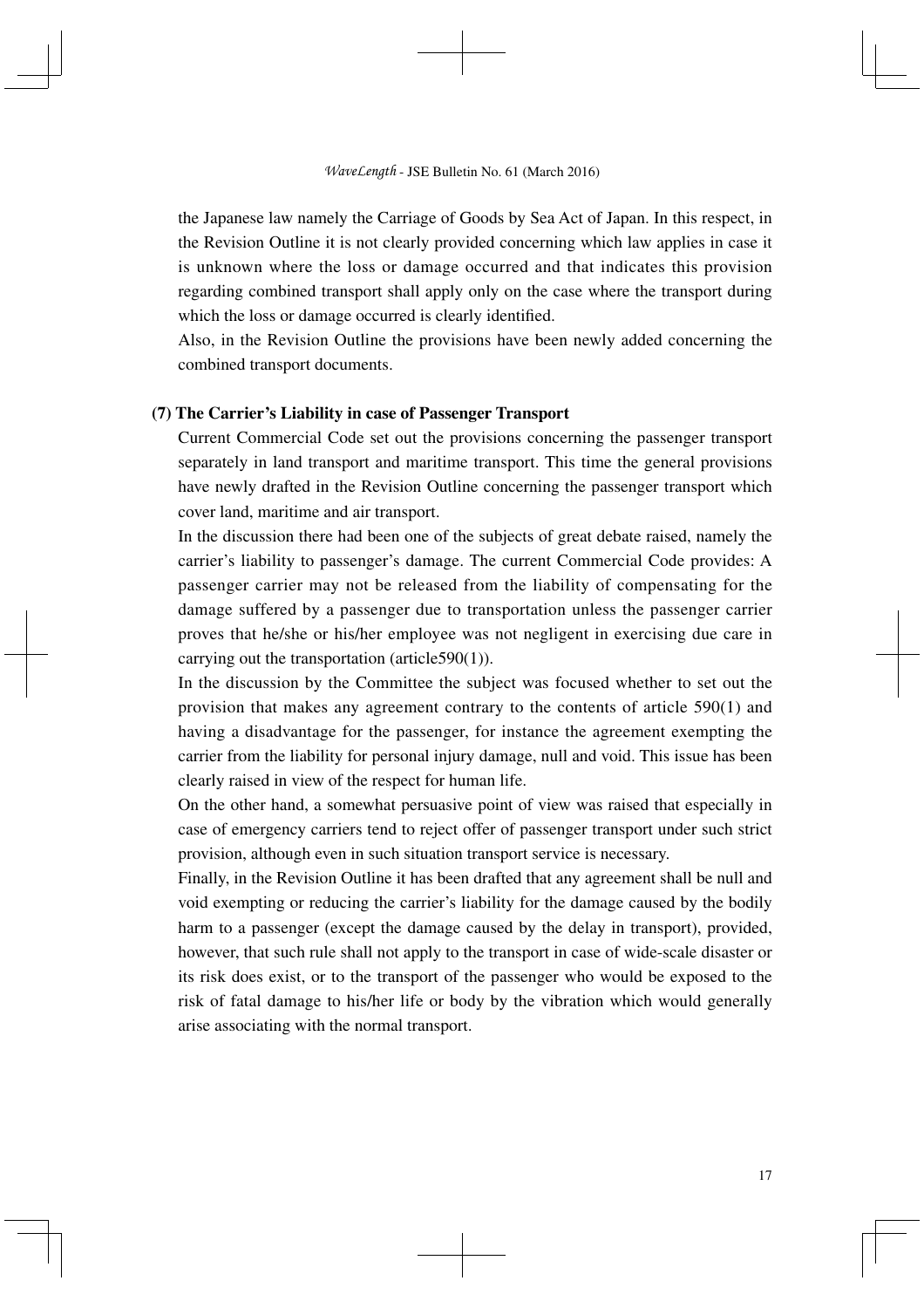the Japanese law namely the Carriage of Goods by Sea Act of Japan. In this respect, in the Revision Outline it is not clearly provided concerning which law applies in case it is unknown where the loss or damage occurred and that indicates this provision regarding combined transport shall apply only on the case where the transport during which the loss or damage occurred is clearly identified.

Also, in the Revision Outline the provisions have been newly added concerning the combined transport documents.

**(7) The Carrier's Liability in case of Passenger Transport**

Current Commercial Code set out the provisions concerning the passenger transport separately in land transport and maritime transport. This time the general provisions have newly drafted in the Revision Outline concerning the passenger transport which cover land, maritime and air transport.

In the discussion there had been one of the subjects of great debate raised, namely the carrier's liability to passenger's damage. The current Commercial Code provides: A passenger carrier may not be released from the liability of compensating for the damage suffered by a passenger due to transportation unless the passenger carrier proves that he/she or his/her employee was not negligent in exercising due care in carrying out the transportation (article590(1)).

In the discussion by the Committee the subject was focused whether to set out the provision that makes any agreement contrary to the contents of article 590(1) and having a disadvantage for the passenger, for instance the agreement exempting the carrier from the liability for personal injury damage, null and void. This issue has been clearly raised in view of the respect for human life.

On the other hand, a somewhat persuasive point of view was raised that especially in case of emergency carriers tend to reject offer of passenger transport under such strict provision, although even in such situation transport service is necessary.

Finally, in the Revision Outline it has been drafted that any agreement shall be null and void exempting or reducing the carrier's liability for the damage caused by the bodily harm to a passenger (except the damage caused by the delay in transport), provided, however, that such rule shall not apply to the transport in case of wide-scale disaster or its risk does exist, or to the transport of the passenger who would be exposed to the risk of fatal damage to his/her life or body by the vibration which would generally arise associating with the normal transport.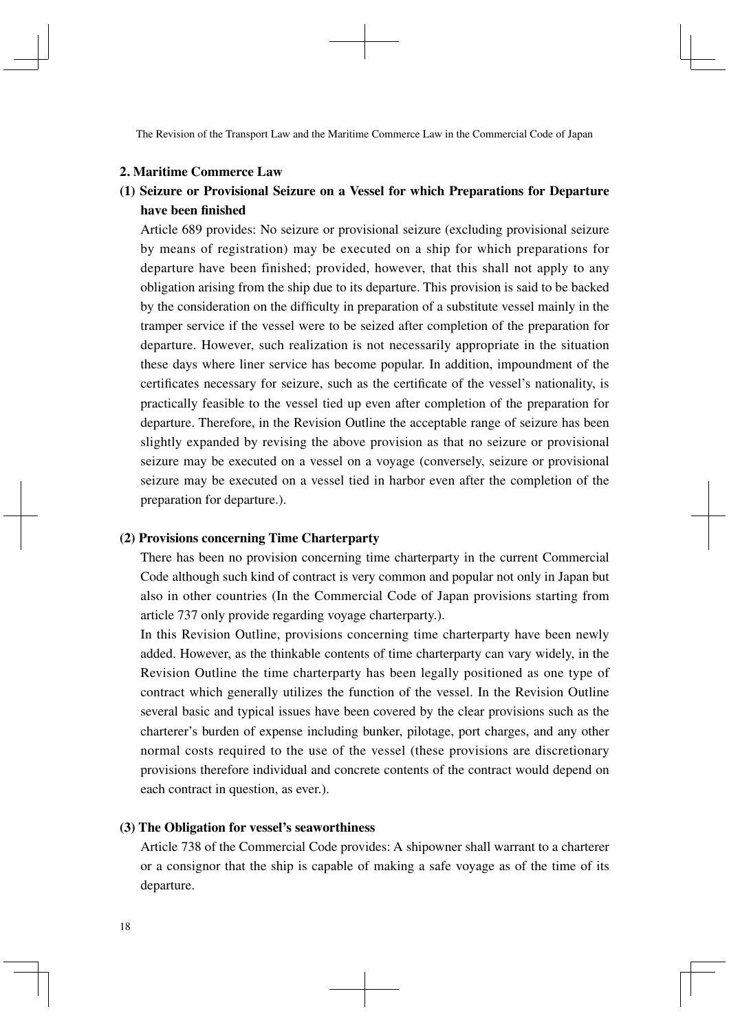## 2. Maritime Commerce Law

### (1) Seizure or Provisional Seizure on a Vessel for which Preparations for Departure have been finished

Article 689 provides: No seizure or provisional seizure (excluding provisional seizure by means of registration) may be executed on a ship for which preparations for departure have been finished; provided, however, that this shall not apply to any obligation arising from the ship due to its departure. This provision is said to be backed by the consideration on the difficulty in preparation of a substitute vessel mainly in the tramper service if the vessel were to be seized after completion of the preparation for departure. However, such realization is not necessarily appropriate in the situation these days where liner service has become popular. In addition, impoundment of the certificates necessary for seizure, such as the certificate of the vessel's nationality, is practically feasible to the vessel tied up even after completion of the preparation for departure. Therefore, in the Revision Outline the acceptable range of seizure has been slightly expanded by revising the above provision as that no seizure or provisional seizure may be executed on a vessel on a voyage (conversely, seizure or provisional seizure may be executed on a vessel tied in harbor even after the completion of the preparation for departure.).

### (2) Provisions concerning Time Charterparty

There has been no provision concerning time charterparty in the current Commercial Code although such kind of contract is very common and popular not only in Japan but also in other countries (In the Commercial Code of Japan provisions starting from article 737 only provide regarding voyage charterparty.).

In this Revision Outline, provisions concerning time charterparty have been newly added. However, as the thinkable contents of time charterparty can vary widely, in the Revision Outline the time charterparty has been legally positioned as one type of contract which generally utilizes the function of the vessel. In the Revision Outline several basic and typical issues have been covered by the clear provisions such as the charterer's burden of expense including bunker, pilotage, port charges, and any other normal costs required to the use of the vessel (these provisions are discretionary provisions therefore individual and concrete contents of the contract would depend on each contract in question, as ever.).

### (3) The Obligation for vessel's seaworthiness

Article 738 of the Commercial Code provides: A shipowner shall warrant to a charterer or a consignor that the ship is capable of making a safe voyage as of the time of its departure.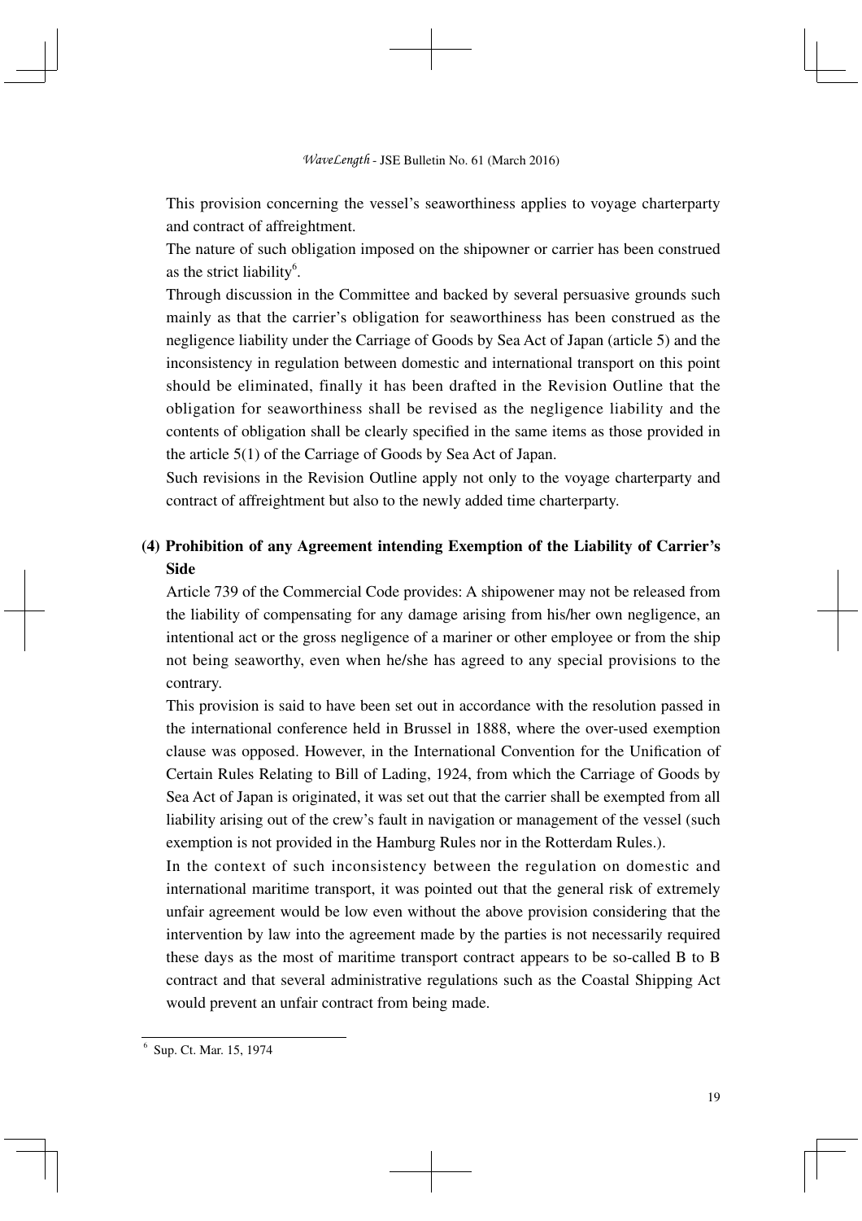This provision concerning the vessel's seaworthiness applies to voyage charterparty and contract of affreightment.

The nature of such obligation imposed on the shipowner or carrier has been construed as the strict liability[6].

Through discussion in the Committee and backed by several persuasive grounds such mainly as that the carrier's obligation for seaworthiness has been construed as the negligence liability under the Carriage of Goods by Sea Act of Japan (article 5) and the inconsistency in regulation between domestic and international transport on this point should be eliminated, finally it has been drafted in the Revision Outline that the obligation for seaworthiness shall be revised as the negligence liability and the contents of obligation shall be clearly specified in the same items as those provided in the article 5(1) of the Carriage of Goods by Sea Act of Japan.

Such revisions in the Revision Outline apply not only to the voyage charterparty and contract of affreightment but also to the newly added time charterparty.

### (4) Prohibition of any Agreement intending Exemption of the Liability of Carrier's Side

Article 739 of the Commercial Code provides: A shipowener may not be released from the liability of compensating for any damage arising from his/her own negligence, an intentional act or the gross negligence of a mariner or other employee or from the ship not being seaworthy, even when he/she has agreed to any special provisions to the contrary.

This provision is said to have been set out in accordance with the resolution passed in the international conference held in Brussel in 1888, where the over-used exemption clause was opposed. However, in the International Convention for the Unification of Certain Rules Relating to Bill of Lading, 1924, from which the Carriage of Goods by Sea Act of Japan is originated, it was set out that the carrier shall be exempted from all liability arising out of the crew's fault in navigation or management of the vessel (such exemption is not provided in the Hamburg Rules nor in the Rotterdam Rules.).

In the context of such inconsistency between the regulation on domestic and international maritime transport, it was pointed out that the general risk of extremely unfair agreement would be low even without the above provision considering that the intervention by law into the agreement made by the parties is not necessarily required these days as the most of maritime transport contract appears to be so-called B to B contract and that several administrative regulations such as the Coastal Shipping Act would prevent an unfair contract from being made.

---

[6] Sup. Ct. Mar. 15, 1974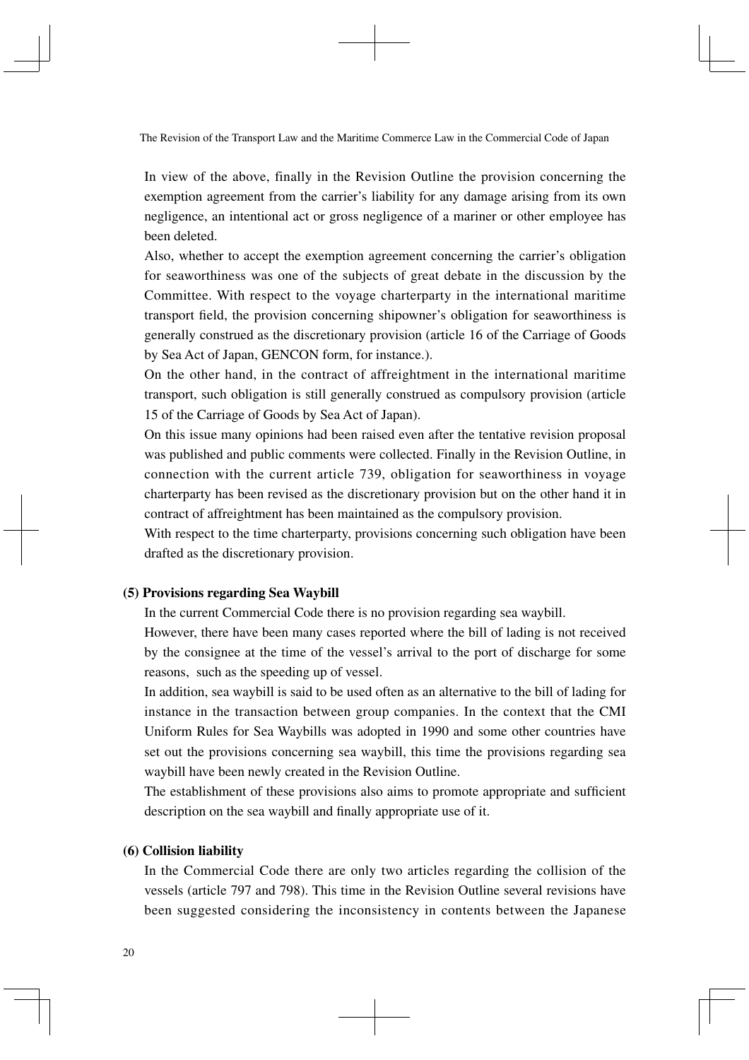In view of the above, finally in the Revision Outline the provision concerning the exemption agreement from the carrier's liability for any damage arising from its own negligence, an intentional act or gross negligence of a mariner or other employee has been deleted.

Also, whether to accept the exemption agreement concerning the carrier's obligation for seaworthiness was one of the subjects of great debate in the discussion by the Committee. With respect to the voyage charterparty in the international maritime transport field, the provision concerning shipowner's obligation for seaworthiness is generally construed as the discretionary provision (article 16 of the Carriage of Goods by Sea Act of Japan, GENCON form, for instance.).

On the other hand, in the contract of affreightment in the international maritime transport, such obligation is still generally construed as compulsory provision (article 15 of the Carriage of Goods by Sea Act of Japan).

On this issue many opinions had been raised even after the tentative revision proposal was published and public comments were collected. Finally in the Revision Outline, in connection with the current article 739, obligation for seaworthiness in voyage charterparty has been revised as the discretionary provision but on the other hand it in contract of affreightment has been maintained as the compulsory provision.

With respect to the time charterparty, provisions concerning such obligation have been drafted as the discretionary provision.

**(5) Provisions regarding Sea Waybill**

In the current Commercial Code there is no provision regarding sea waybill.

However, there have been many cases reported where the bill of lading is not received by the consignee at the time of the vessel's arrival to the port of discharge for some reasons, such as the speeding up of vessel.

In addition, sea waybill is said to be used often as an alternative to the bill of lading for instance in the transaction between group companies. In the context that the CMI Uniform Rules for Sea Waybills was adopted in 1990 and some other countries have set out the provisions concerning sea waybill, this time the provisions regarding sea waybill have been newly created in the Revision Outline.

The establishment of these provisions also aims to promote appropriate and sufficient description on the sea waybill and finally appropriate use of it.

**(6) Collision liability**

In the Commercial Code there are only two articles regarding the collision of the vessels (article 797 and 798). This time in the Revision Outline several revisions have been suggested considering the inconsistency in contents between the Japanese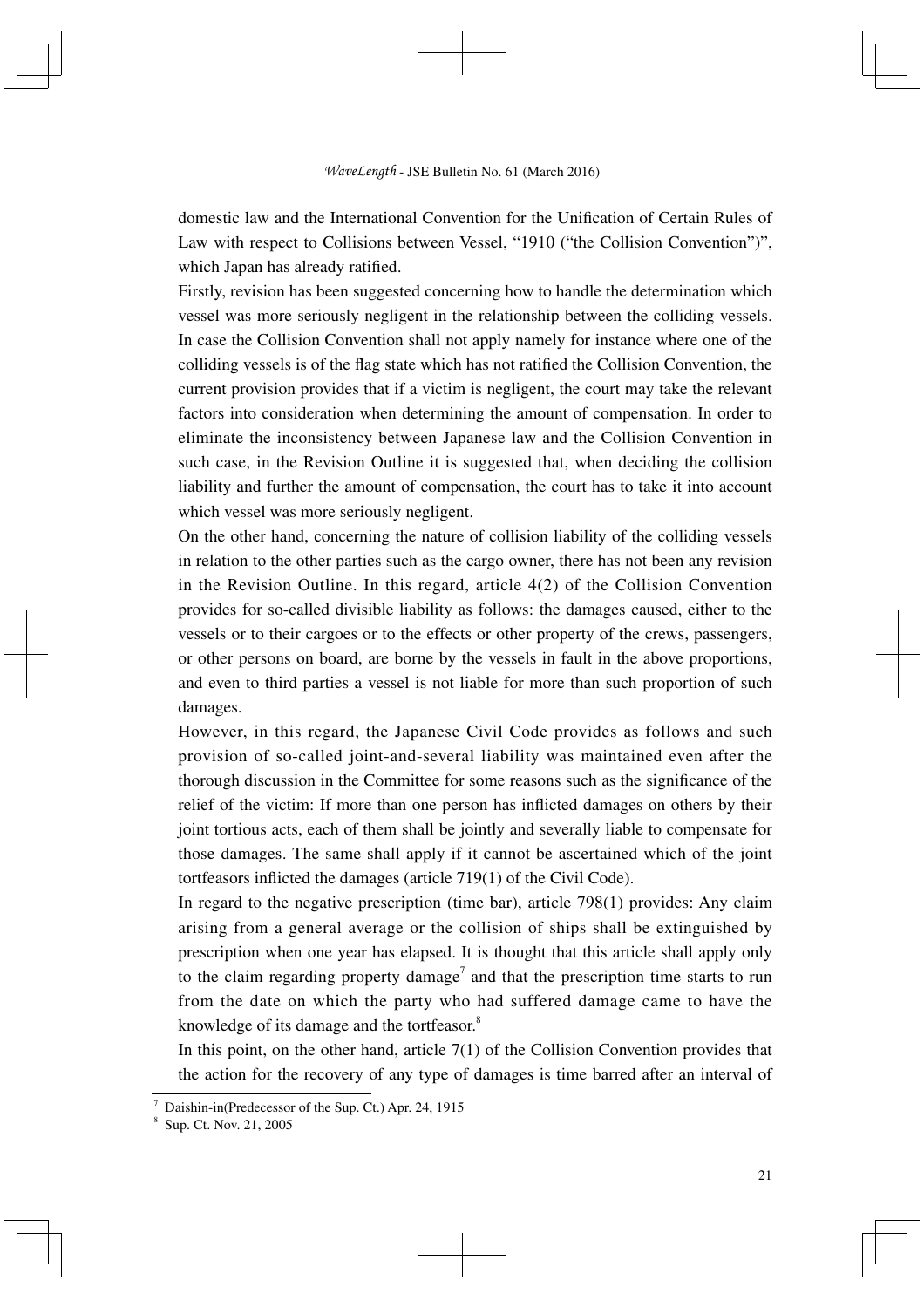domestic law and the International Convention for the Unification of Certain Rules of Law with respect to Collisions between Vessel, "1910 ("the Collision Convention")", which Japan has already ratified.

Firstly, revision has been suggested concerning how to handle the determination which vessel was more seriously negligent in the relationship between the colliding vessels. In case the Collision Convention shall not apply namely for instance where one of the colliding vessels is of the flag state which has not ratified the Collision Convention, the current provision provides that if a victim is negligent, the court may take the relevant factors into consideration when determining the amount of compensation. In order to eliminate the inconsistency between Japanese law and the Collision Convention in such case, in the Revision Outline it is suggested that, when deciding the collision liability and further the amount of compensation, the court has to take it into account which vessel was more seriously negligent.

On the other hand, concerning the nature of collision liability of the colliding vessels in relation to the other parties such as the cargo owner, there has not been any revision in the Revision Outline. In this regard, article 4(2) of the Collision Convention provides for so-called divisible liability as follows: the damages caused, either to the vessels or to their cargoes or to the effects or other property of the crews, passengers, or other persons on board, are borne by the vessels in fault in the above proportions, and even to third parties a vessel is not liable for more than such proportion of such damages.

However, in this regard, the Japanese Civil Code provides as follows and such provision of so-called joint-and-several liability was maintained even after the thorough discussion in the Committee for some reasons such as the significance of the relief of the victim: If more than one person has inflicted damages on others by their joint tortious acts, each of them shall be jointly and severally liable to compensate for those damages. The same shall apply if it cannot be ascertained which of the joint tortfeasors inflicted the damages (article 719(1) of the Civil Code).

In regard to the negative prescription (time bar), article 798(1) provides: Any claim arising from a general average or the collision of ships shall be extinguished by prescription when one year has elapsed. It is thought that this article shall apply only to the claim regarding property damage[7] and that the prescription time starts to run from the date on which the party who had suffered damage came to have the knowledge of its damage and the tortfeasor.[8]

In this point, on the other hand, article 7(1) of the Collision Convention provides that the action for the recovery of any type of damages is time barred after an interval of

---

[7] Daishin-in(Predecessor of the Sup. Ct.) Apr. 24, 1915

[8] Sup. Ct. Nov. 21, 2005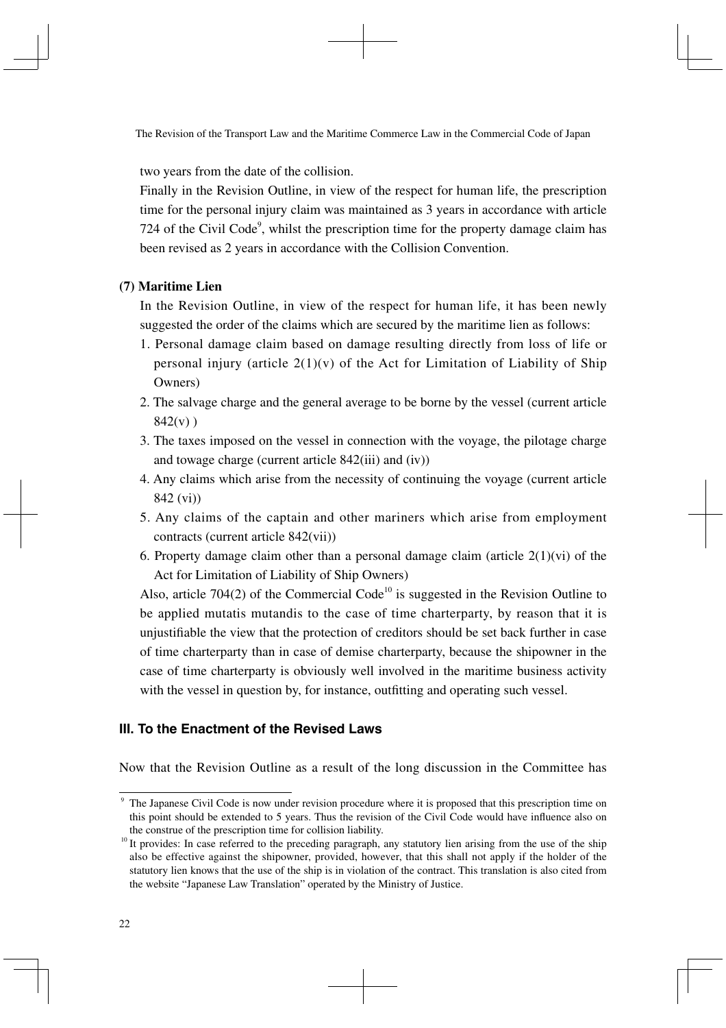two years from the date of the collision.

Finally in the Revision Outline, in view of the respect for human life, the prescription time for the personal injury claim was maintained as 3 years in accordance with article 724 of the Civil Code[9], whilst the prescription time for the property damage claim has been revised as 2 years in accordance with the Collision Convention.

**(7) Maritime Lien**

In the Revision Outline, in view of the respect for human life, it has been newly suggested the order of the claims which are secured by the maritime lien as follows:

1. Personal damage claim based on damage resulting directly from loss of life or personal injury (article 2(1)(v) of the Act for Limitation of Liability of Ship Owners)
2. The salvage charge and the general average to be borne by the vessel (current article 842(v) )
3. The taxes imposed on the vessel in connection with the voyage, the pilotage charge and towage charge (current article 842(iii) and (iv))
4. Any claims which arise from the necessity of continuing the voyage (current article 842 (vi))
5. Any claims of the captain and other mariners which arise from employment contracts (current article 842(vii))
6. Property damage claim other than a personal damage claim (article 2(1)(vi) of the Act for Limitation of Liability of Ship Owners)

Also, article 704(2) of the Commercial Code[10] is suggested in the Revision Outline to be applied mutatis mutandis to the case of time charterparty, by reason that it is unjustifiable the view that the protection of creditors should be set back further in case of time charterparty than in case of demise charterparty, because the shipowner in the case of time charterparty is obviously well involved in the maritime business activity with the vessel in question by, for instance, outfitting and operating such vessel.

## III. To the Enactment of the Revised Laws

Now that the Revision Outline as a result of the long discussion in the Committee has

---

[9] The Japanese Civil Code is now under revision procedure where it is proposed that this prescription time on this point should be extended to 5 years. Thus the revision of the Civil Code would have influence also on the construe of the prescription time for collision liability.

[10] It provides: In case referred to the preceding paragraph, any statutory lien arising from the use of the ship also be effective against the shipowner, provided, however, that this shall not apply if the holder of the statutory lien knows that the use of the ship is in violation of the contract. This translation is also cited from the website "Japanese Law Translation" operated by the Ministry of Justice.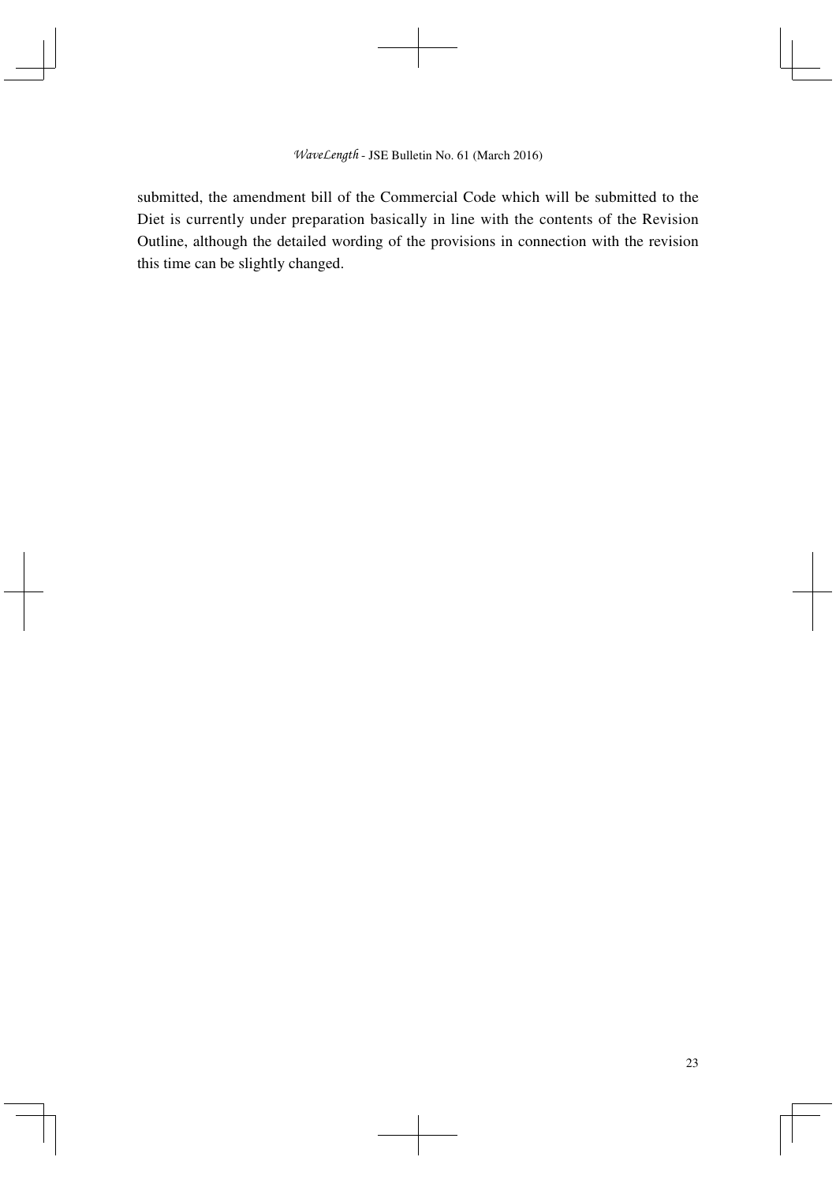submitted, the amendment bill of the Commercial Code which will be submitted to the Diet is currently under preparation basically in line with the contents of the Revision Outline, although the detailed wording of the provisions in connection with the revision this time can be slightly changed.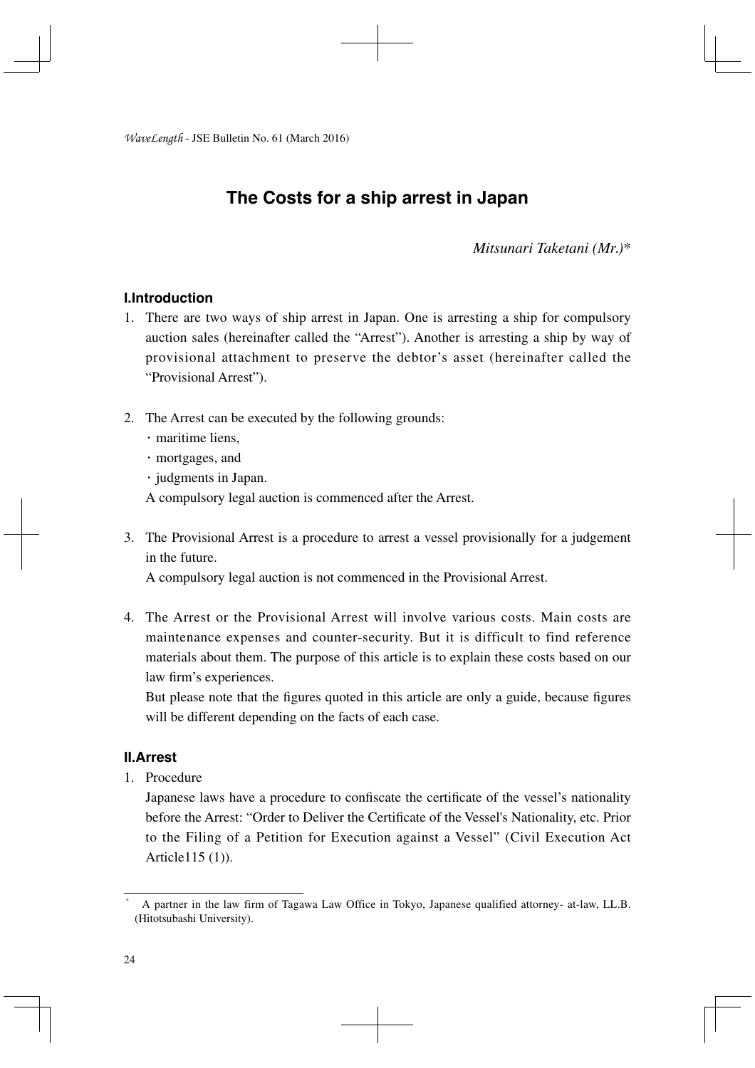# The Costs for a ship arrest in Japan

*Mitsunari Taketani (Mr.)\**

### I.Introduction

1. There are two ways of ship arrest in Japan. One is arresting a ship for compulsory auction sales (hereinafter called the "Arrest"). Another is arresting a ship by way of provisional attachment to preserve the debtor's asset (hereinafter called the "Provisional Arrest").

2. The Arrest can be executed by the following grounds:
   - maritime liens,
   - mortgages, and
   - judgments in Japan.

   A compulsory legal auction is commenced after the Arrest.

3. The Provisional Arrest is a procedure to arrest a vessel provisionally for a judgement in the future.

   A compulsory legal auction is not commenced in the Provisional Arrest.

4. The Arrest or the Provisional Arrest will involve various costs. Main costs are maintenance expenses and counter-security. But it is difficult to find reference materials about them. The purpose of this article is to explain these costs based on our law firm's experiences.

   But please note that the figures quoted in this article are only a guide, because figures will be different depending on the facts of each case.

### II.Arrest

1. Procedure

   Japanese laws have a procedure to confiscate the certificate of the vessel's nationality before the Arrest: "Order to Deliver the Certificate of the Vessel's Nationality, etc. Prior to the Filing of a Petition for Execution against a Vessel" (Civil Execution Act Article115 (1)).

---

\* A partner in the law firm of Tagawa Law Office in Tokyo, Japanese qualified attorney- at-law, LL.B. (Hitotsubashi University).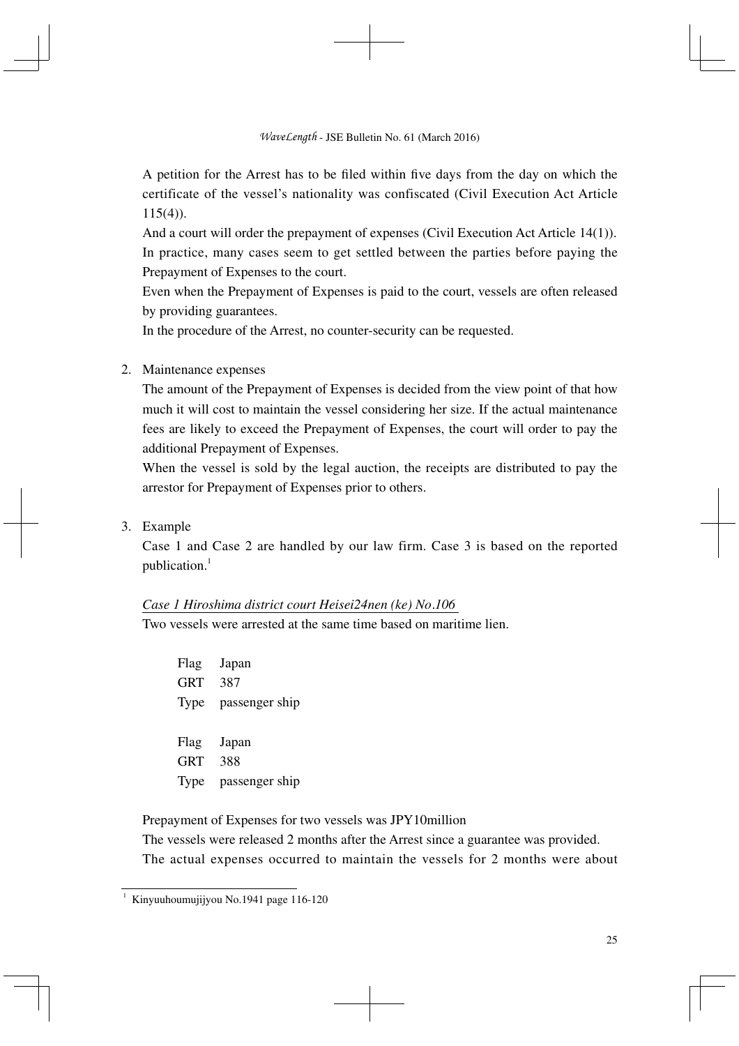A petition for the Arrest has to be filed within five days from the day on which the certificate of the vessel's nationality was confiscated (Civil Execution Act Article 115(4)).

And a court will order the prepayment of expenses (Civil Execution Act Article 14(1)).

In practice, many cases seem to get settled between the parties before paying the Prepayment of Expenses to the court.

Even when the Prepayment of Expenses is paid to the court, vessels are often released by providing guarantees.

In the procedure of the Arrest, no counter-security can be requested.

2. Maintenance expenses

   The amount of the Prepayment of Expenses is decided from the view point of that how much it will cost to maintain the vessel considering her size. If the actual maintenance fees are likely to exceed the Prepayment of Expenses, the court will order to pay the additional Prepayment of Expenses.

   When the vessel is sold by the legal auction, the receipts are distributed to pay the arrestor for Prepayment of Expenses prior to others.

3. Example

   Case 1 and Case 2 are handled by our law firm. Case 3 is based on the reported publication.[1]

   *Case 1 Hiroshima district court Heisei24nen (ke) No.106*

   Two vessels were arrested at the same time based on maritime lien.

   Flag Japan
   GRT 387
   Type passenger ship

   Flag Japan
   GRT 388
   Type passenger ship

   Prepayment of Expenses for two vessels was JPY10million

   The vessels were released 2 months after the Arrest since a guarantee was provided.

   The actual expenses occurred to maintain the vessels for 2 months were about

[1] Kinyuuhoumujijyou No.1941 page 116-120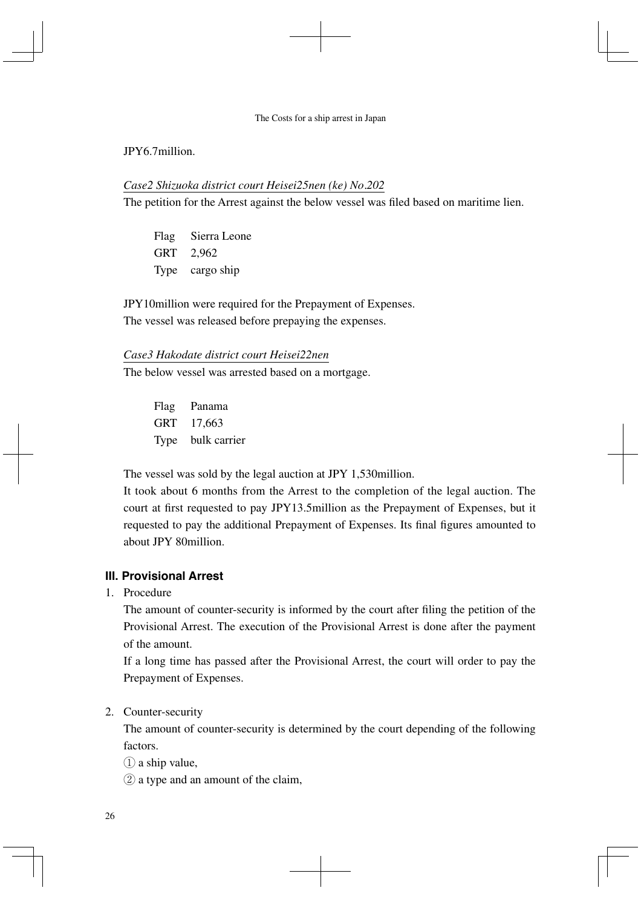JPY6.7million.

*Case2 Shizuoka district court Heisei25nen (ke) No.202*

The petition for the Arrest against the below vessel was filed based on maritime lien.

Flag Sierra Leone
GRT 2,962
Type cargo ship

JPY10million were required for the Prepayment of Expenses.
The vessel was released before prepaying the expenses.

*Case3 Hakodate district court Heisei22nen*

The below vessel was arrested based on a mortgage.

Flag Panama
GRT 17,663
Type bulk carrier

The vessel was sold by the legal auction at JPY 1,530million.
It took about 6 months from the Arrest to the completion of the legal auction. The court at first requested to pay JPY13.5million as the Prepayment of Expenses, but it requested to pay the additional Prepayment of Expenses. Its final figures amounted to about JPY 80million.

### III. Provisional Arrest

1. Procedure

   The amount of counter-security is informed by the court after filing the petition of the Provisional Arrest. The execution of the Provisional Arrest is done after the payment of the amount.

   If a long time has passed after the Provisional Arrest, the court will order to pay the Prepayment of Expenses.

2. Counter-security

   The amount of counter-security is determined by the court depending of the following factors.

   ① a ship value,

   ② a type and an amount of the claim,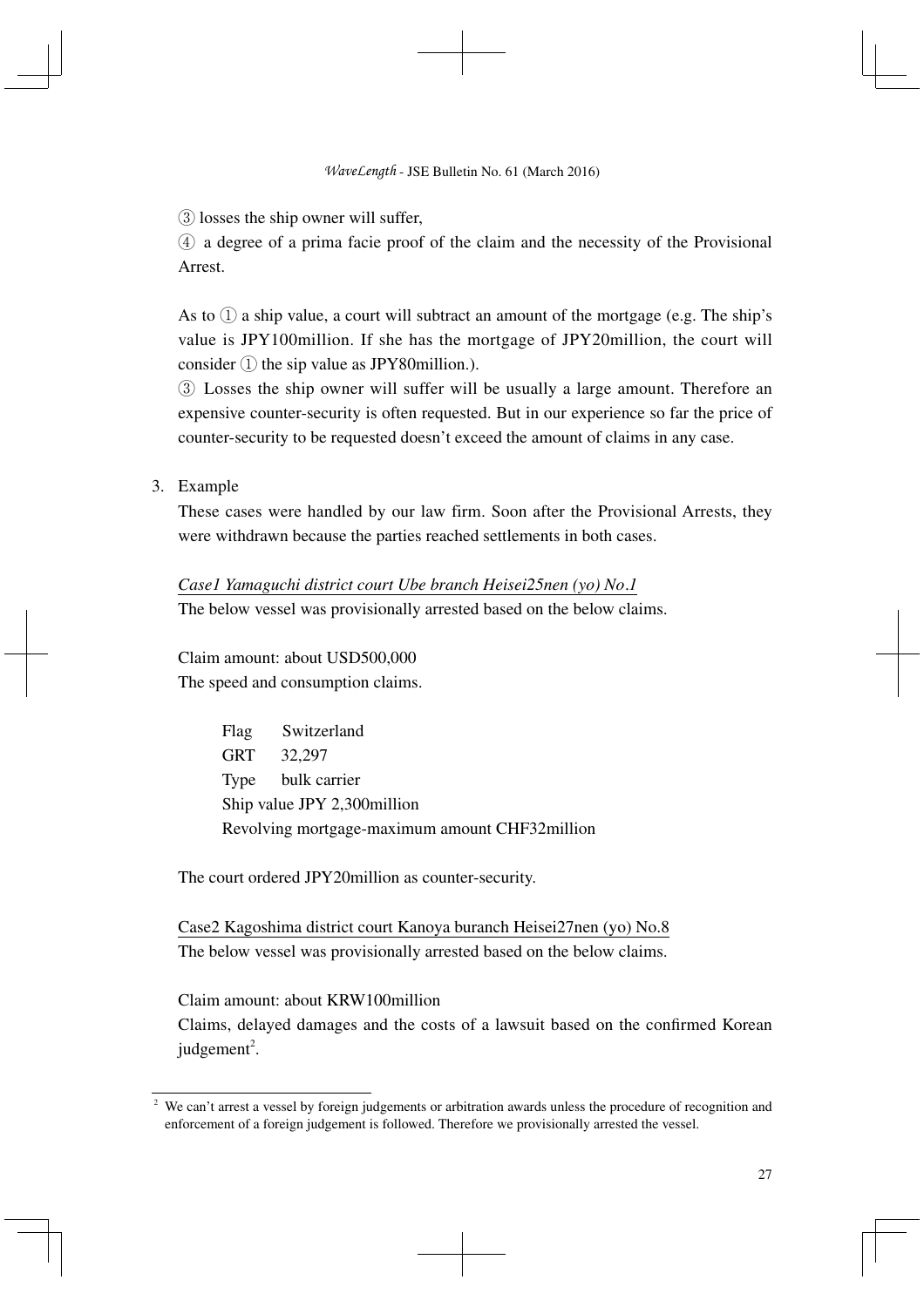③ losses the ship owner will suffer,

④ a degree of a prima facie proof of the claim and the necessity of the Provisional Arrest.

As to ① a ship value, a court will subtract an amount of the mortgage (e.g. The ship's value is JPY100million. If she has the mortgage of JPY20million, the court will consider ① the sip value as JPY80million.).

③ Losses the ship owner will suffer will be usually a large amount. Therefore an expensive counter-security is often requested. But in our experience so far the price of counter-security to be requested doesn't exceed the amount of claims in any case.

3. Example

These cases were handled by our law firm. Soon after the Provisional Arrests, they were withdrawn because the parties reached settlements in both cases.

<u>*Case1 Yamaguchi district court Ube branch Heisei25nen (yo) No.1*</u>

The below vessel was provisionally arrested based on the below claims.

Claim amount: about USD500,000

The speed and consumption claims.

Flag Switzerland
GRT 32,297
Type bulk carrier
Ship value JPY 2,300million
Revolving mortgage-maximum amount CHF32million

The court ordered JPY20million as counter-security.

<u>Case2 Kagoshima district court Kanoya buranch Heisei27nen (yo) No.8</u>

The below vessel was provisionally arrested based on the below claims.

Claim amount: about KRW100million

Claims, delayed damages and the costs of a lawsuit based on the confirmed Korean judgement[2].

---

[2] We can't arrest a vessel by foreign judgements or arbitration awards unless the procedure of recognition and enforcement of a foreign judgement is followed. Therefore we provisionally arrested the vessel.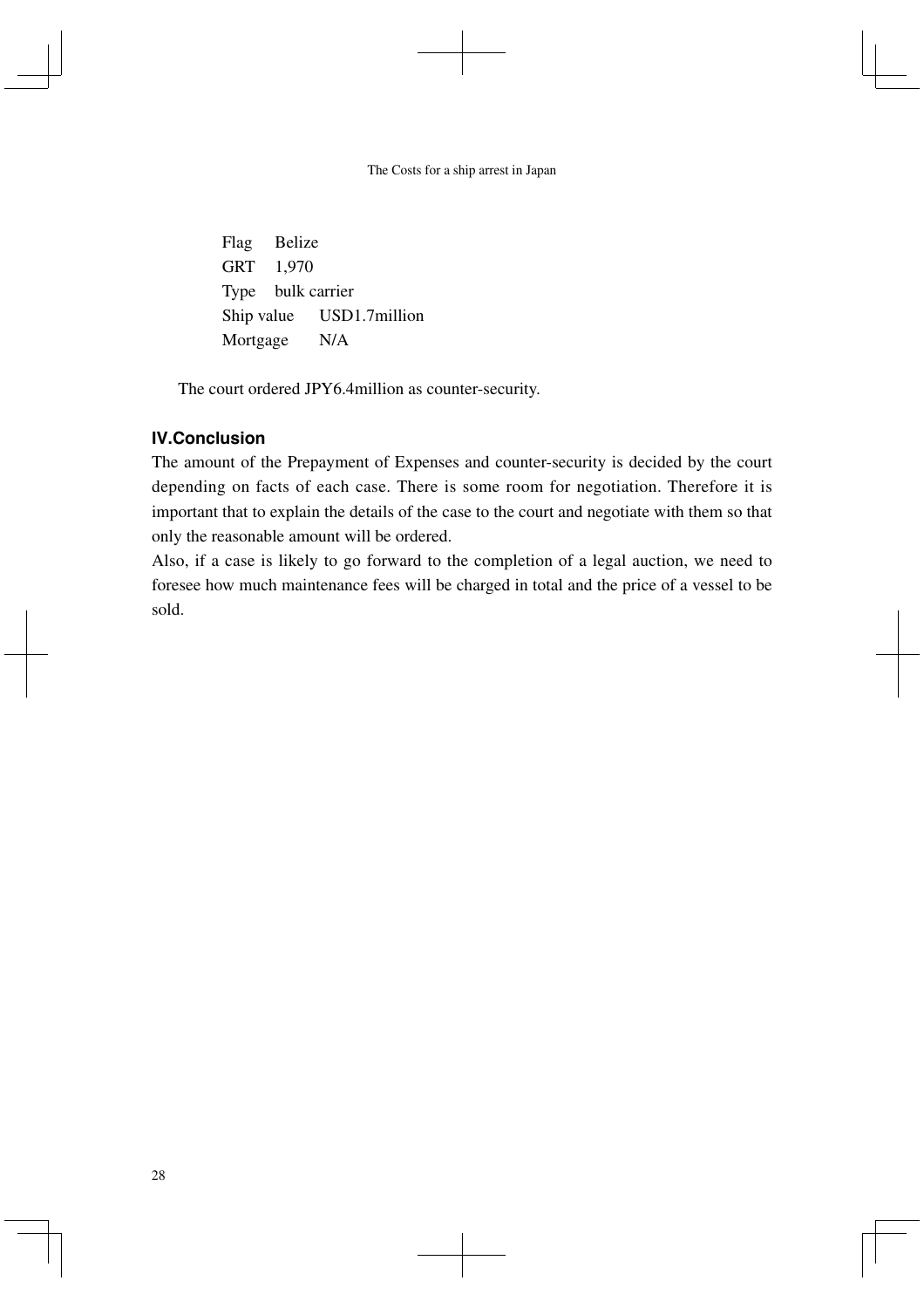Flag Belize
GRT 1,970
Type bulk carrier
Ship value USD1.7million
Mortgage N/A

The court ordered JPY6.4million as counter-security.

### IV.Conclusion

The amount of the Prepayment of Expenses and counter-security is decided by the court depending on facts of each case. There is some room for negotiation. Therefore it is important that to explain the details of the case to the court and negotiate with them so that only the reasonable amount will be ordered.

Also, if a case is likely to go forward to the completion of a legal auction, we need to foresee how much maintenance fees will be charged in total and the price of a vessel to be sold.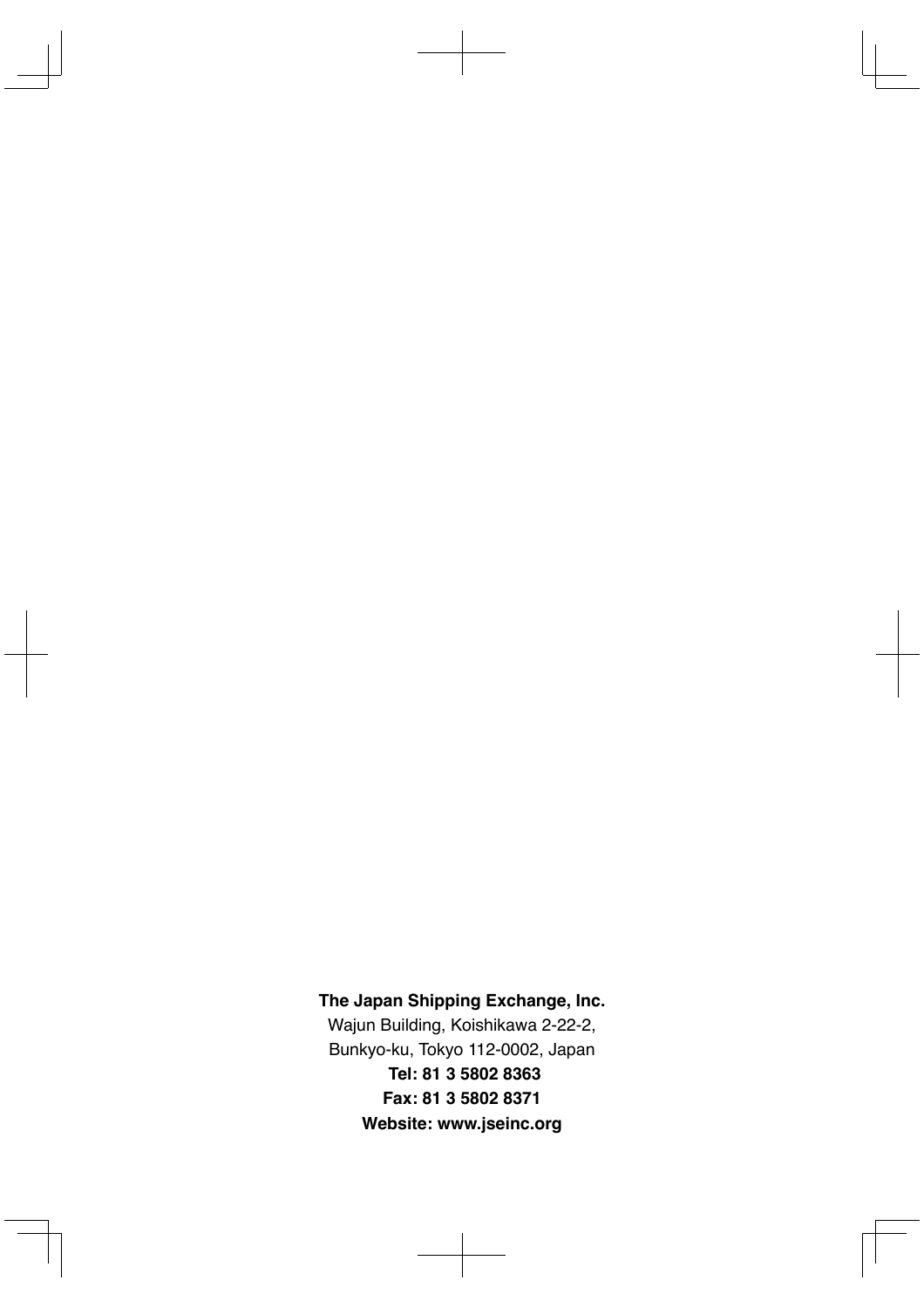**The Japan Shipping Exchange, Inc.**

Wajun Building, Koishikawa 2-22-2,

Bunkyo-ku, Tokyo 112-0002, Japan

**Tel: 81 3 5802 8363**

**Fax: 81 3 5802 8371**

**Website: www.jseinc.org**